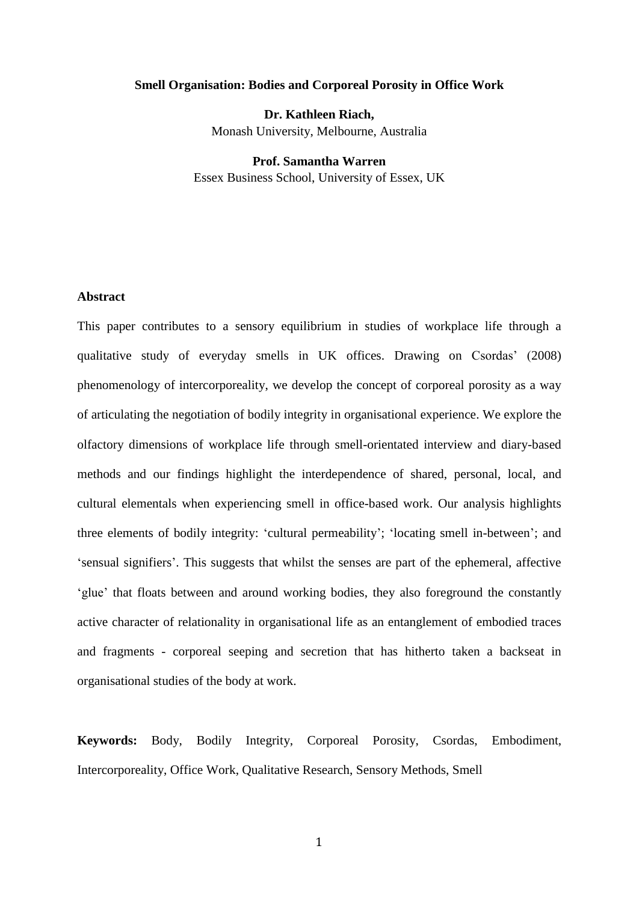# Smell Organisation: Bodies and Corporeal Porosity in Office Work

**Dr. Kathleen Riach,**
Monash University, Melbourne, Australia

**Prof. Samantha Warren**
Essex Business School, University of Essex, UK

## Abstract

This paper contributes to a sensory equilibrium in studies of workplace life through a qualitative study of everyday smells in UK offices. Drawing on Csordas' (2008) phenomenology of intercorporeality, we develop the concept of corporeal porosity as a way of articulating the negotiation of bodily integrity in organisational experience. We explore the olfactory dimensions of workplace life through smell-orientated interview and diary-based methods and our findings highlight the interdependence of shared, personal, local, and cultural elementals when experiencing smell in office-based work. Our analysis highlights three elements of bodily integrity: 'cultural permeability'; 'locating smell in-between'; and 'sensual signifiers'. This suggests that whilst the senses are part of the ephemeral, affective 'glue' that floats between and around working bodies, they also foreground the constantly active character of relationality in organisational life as an entanglement of embodied traces and fragments - corporeal seeping and secretion that has hitherto taken a backseat in organisational studies of the body at work.

**Keywords:** Body, Bodily Integrity, Corporeal Porosity, Csordas, Embodiment, Intercorporeality, Office Work, Qualitative Research, Sensory Methods, Smell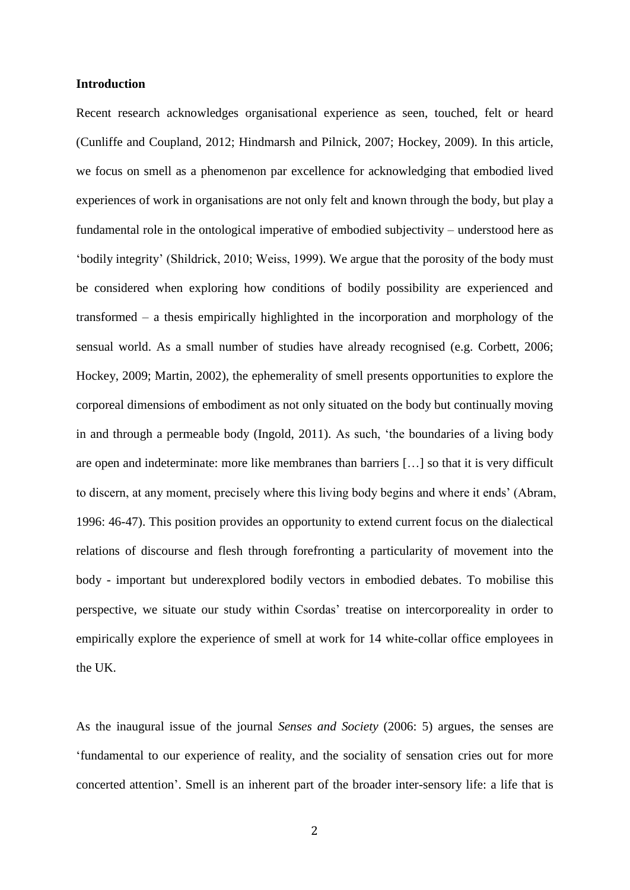**Introduction**

Recent research acknowledges organisational experience as seen, touched, felt or heard (Cunliffe and Coupland, 2012; Hindmarsh and Pilnick, 2007; Hockey, 2009). In this article, we focus on smell as a phenomenon par excellence for acknowledging that embodied lived experiences of work in organisations are not only felt and known through the body, but play a fundamental role in the ontological imperative of embodied subjectivity – understood here as 'bodily integrity' (Shildrick, 2010; Weiss, 1999). We argue that the porosity of the body must be considered when exploring how conditions of bodily possibility are experienced and transformed – a thesis empirically highlighted in the incorporation and morphology of the sensual world. As a small number of studies have already recognised (e.g. Corbett, 2006; Hockey, 2009; Martin, 2002), the ephemerality of smell presents opportunities to explore the corporeal dimensions of embodiment as not only situated on the body but continually moving in and through a permeable body (Ingold, 2011). As such, 'the boundaries of a living body are open and indeterminate: more like membranes than barriers […] so that it is very difficult to discern, at any moment, precisely where this living body begins and where it ends' (Abram, 1996: 46-47). This position provides an opportunity to extend current focus on the dialectical relations of discourse and flesh through forefronting a particularity of movement into the body - important but underexplored bodily vectors in embodied debates. To mobilise this perspective, we situate our study within Csordas' treatise on intercorporeality in order to empirically explore the experience of smell at work for 14 white-collar office employees in the UK.

As the inaugural issue of the journal *Senses and Society* (2006: 5) argues, the senses are 'fundamental to our experience of reality, and the sociality of sensation cries out for more concerted attention'. Smell is an inherent part of the broader inter-sensory life: a life that is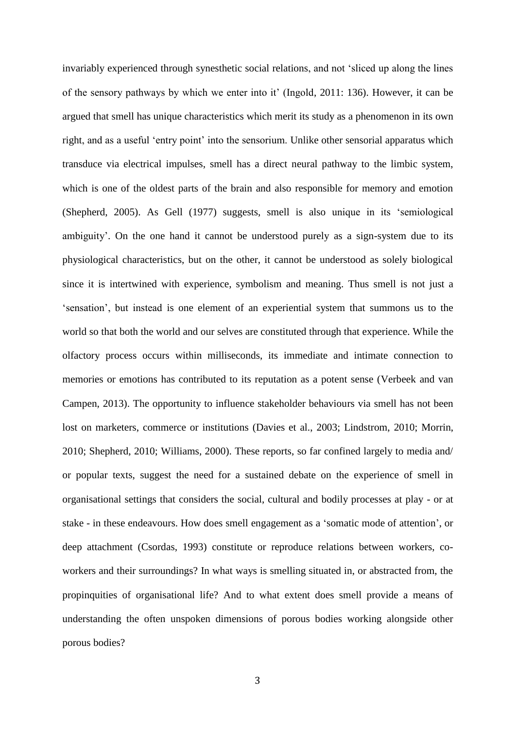invariably experienced through synesthetic social relations, and not 'sliced up along the lines of the sensory pathways by which we enter into it' (Ingold, 2011: 136). However, it can be argued that smell has unique characteristics which merit its study as a phenomenon in its own right, and as a useful 'entry point' into the sensorium. Unlike other sensorial apparatus which transduce via electrical impulses, smell has a direct neural pathway to the limbic system, which is one of the oldest parts of the brain and also responsible for memory and emotion (Shepherd, 2005). As Gell (1977) suggests, smell is also unique in its 'semiological ambiguity'. On the one hand it cannot be understood purely as a sign-system due to its physiological characteristics, but on the other, it cannot be understood as solely biological since it is intertwined with experience, symbolism and meaning. Thus smell is not just a 'sensation', but instead is one element of an experiential system that summons us to the world so that both the world and our selves are constituted through that experience. While the olfactory process occurs within milliseconds, its immediate and intimate connection to memories or emotions has contributed to its reputation as a potent sense (Verbeek and van Campen, 2013). The opportunity to influence stakeholder behaviours via smell has not been lost on marketers, commerce or institutions (Davies et al., 2003; Lindstrom, 2010; Morrin, 2010; Shepherd, 2010; Williams, 2000). These reports, so far confined largely to media and/ or popular texts, suggest the need for a sustained debate on the experience of smell in organisational settings that considers the social, cultural and bodily processes at play - or at stake - in these endeavours. How does smell engagement as a 'somatic mode of attention', or deep attachment (Csordas, 1993) constitute or reproduce relations between workers, co-workers and their surroundings? In what ways is smelling situated in, or abstracted from, the propinquities of organisational life? And to what extent does smell provide a means of understanding the often unspoken dimensions of porous bodies working alongside other porous bodies?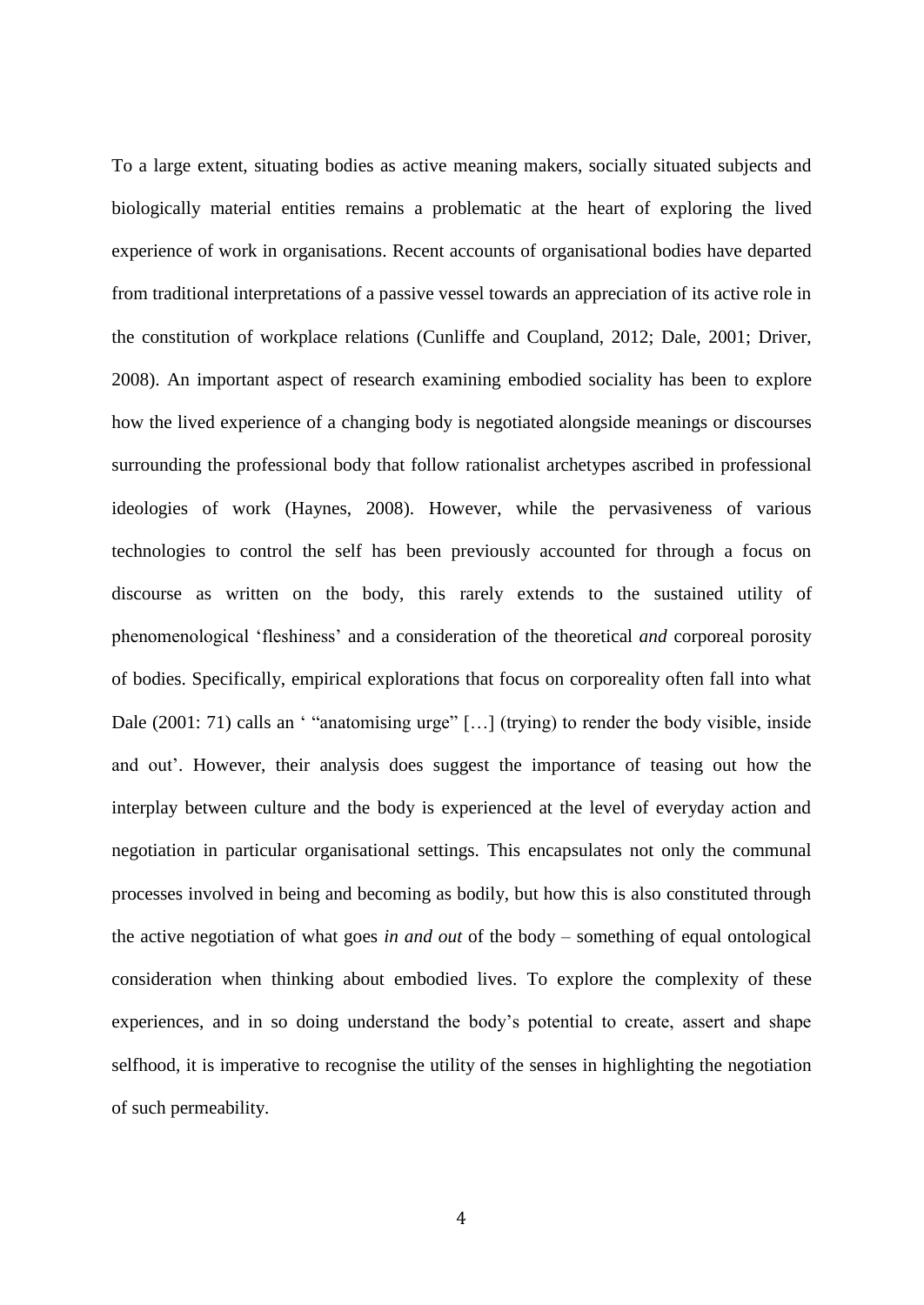To a large extent, situating bodies as active meaning makers, socially situated subjects and biologically material entities remains a problematic at the heart of exploring the lived experience of work in organisations. Recent accounts of organisational bodies have departed from traditional interpretations of a passive vessel towards an appreciation of its active role in the constitution of workplace relations (Cunliffe and Coupland, 2012; Dale, 2001; Driver, 2008). An important aspect of research examining embodied sociality has been to explore how the lived experience of a changing body is negotiated alongside meanings or discourses surrounding the professional body that follow rationalist archetypes ascribed in professional ideologies of work (Haynes, 2008). However, while the pervasiveness of various technologies to control the self has been previously accounted for through a focus on discourse as written on the body, this rarely extends to the sustained utility of phenomenological 'fleshiness' and a consideration of the theoretical *and* corporeal porosity of bodies. Specifically, empirical explorations that focus on corporeality often fall into what Dale (2001: 71) calls an ' "anatomising urge" […] (trying) to render the body visible, inside and out'. However, their analysis does suggest the importance of teasing out how the interplay between culture and the body is experienced at the level of everyday action and negotiation in particular organisational settings. This encapsulates not only the communal processes involved in being and becoming as bodily, but how this is also constituted through the active negotiation of what goes *in and out* of the body – something of equal ontological consideration when thinking about embodied lives. To explore the complexity of these experiences, and in so doing understand the body's potential to create, assert and shape selfhood, it is imperative to recognise the utility of the senses in highlighting the negotiation of such permeability.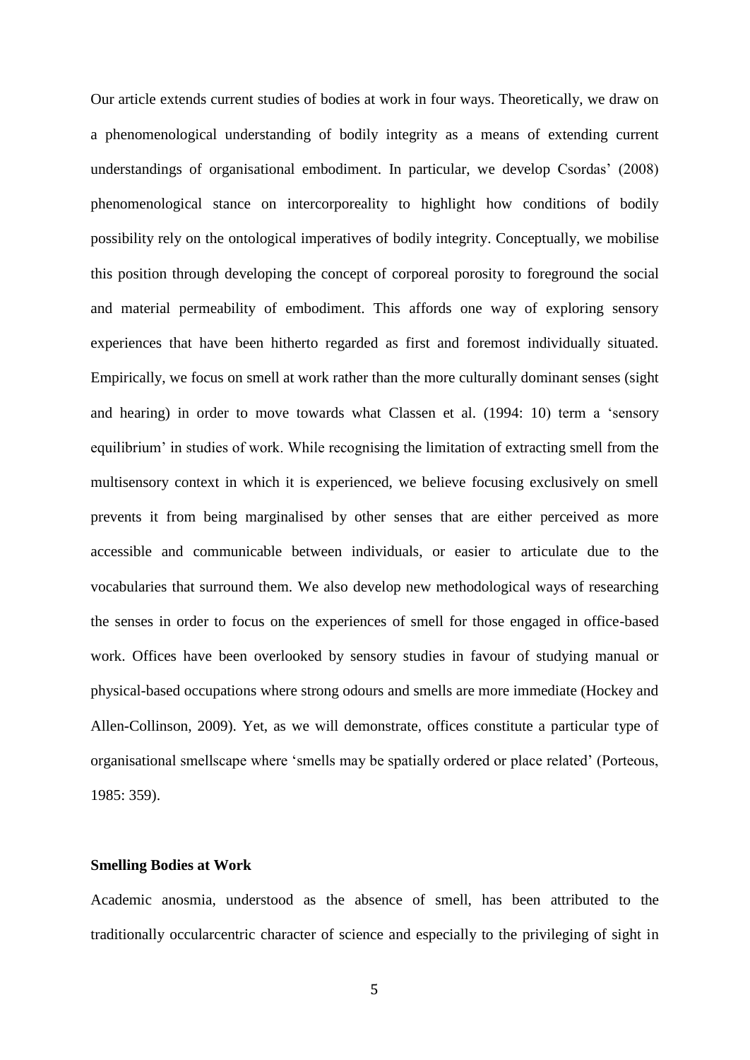Our article extends current studies of bodies at work in four ways. Theoretically, we draw on a phenomenological understanding of bodily integrity as a means of extending current understandings of organisational embodiment. In particular, we develop Csordas' (2008) phenomenological stance on intercorporeality to highlight how conditions of bodily possibility rely on the ontological imperatives of bodily integrity. Conceptually, we mobilise this position through developing the concept of corporeal porosity to foreground the social and material permeability of embodiment. This affords one way of exploring sensory experiences that have been hitherto regarded as first and foremost individually situated. Empirically, we focus on smell at work rather than the more culturally dominant senses (sight and hearing) in order to move towards what Classen et al. (1994: 10) term a 'sensory equilibrium' in studies of work. While recognising the limitation of extracting smell from the multisensory context in which it is experienced, we believe focusing exclusively on smell prevents it from being marginalised by other senses that are either perceived as more accessible and communicable between individuals, or easier to articulate due to the vocabularies that surround them. We also develop new methodological ways of researching the senses in order to focus on the experiences of smell for those engaged in office-based work. Offices have been overlooked by sensory studies in favour of studying manual or physical-based occupations where strong odours and smells are more immediate (Hockey and Allen-Collinson, 2009). Yet, as we will demonstrate, offices constitute a particular type of organisational smellscape where 'smells may be spatially ordered or place related' (Porteous, 1985: 359).

**Smelling Bodies at Work**

Academic anosmia, understood as the absence of smell, has been attributed to the traditionally occularcentric character of science and especially to the privileging of sight in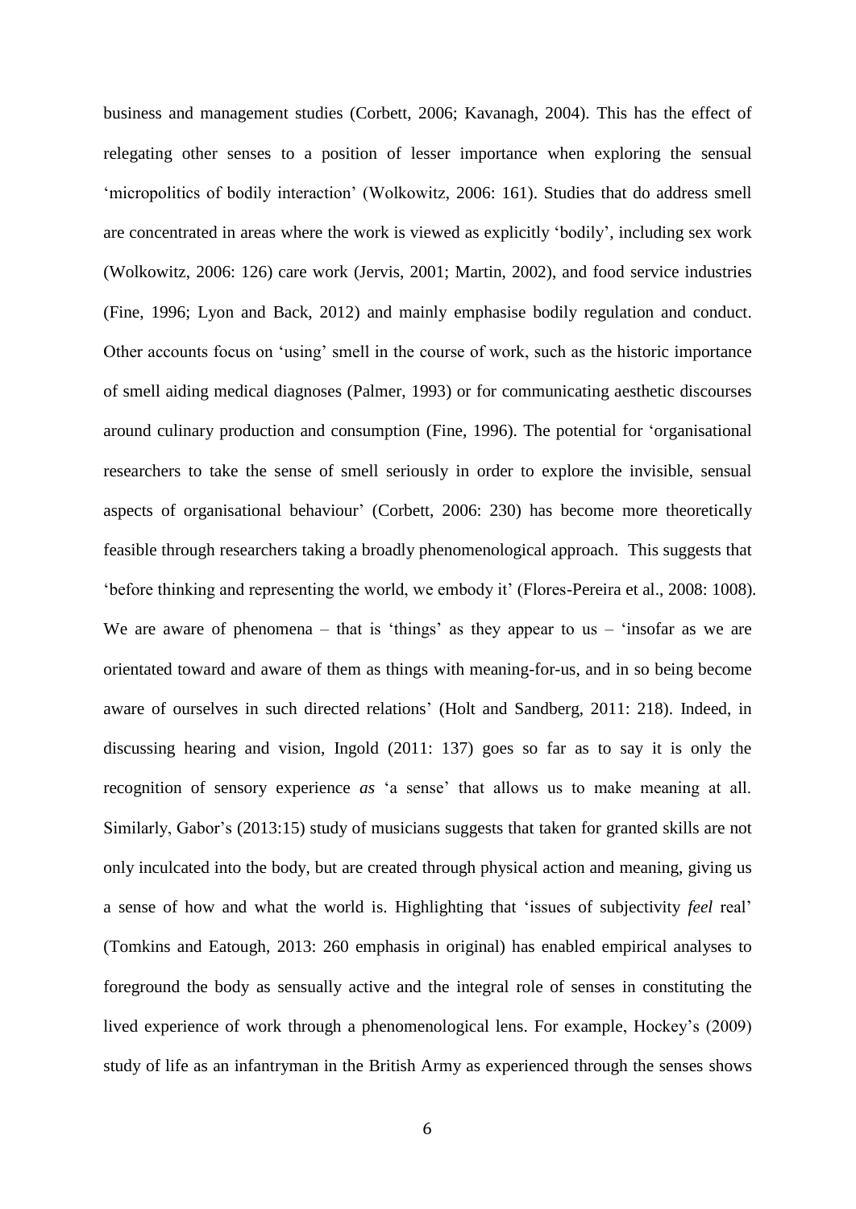business and management studies (Corbett, 2006; Kavanagh, 2004). This has the effect of relegating other senses to a position of lesser importance when exploring the sensual 'micropolitics of bodily interaction' (Wolkowitz, 2006: 161). Studies that do address smell are concentrated in areas where the work is viewed as explicitly 'bodily', including sex work (Wolkowitz, 2006: 126) care work (Jervis, 2001; Martin, 2002), and food service industries (Fine, 1996; Lyon and Back, 2012) and mainly emphasise bodily regulation and conduct. Other accounts focus on 'using' smell in the course of work, such as the historic importance of smell aiding medical diagnoses (Palmer, 1993) or for communicating aesthetic discourses around culinary production and consumption (Fine, 1996). The potential for 'organisational researchers to take the sense of smell seriously in order to explore the invisible, sensual aspects of organisational behaviour' (Corbett, 2006: 230) has become more theoretically feasible through researchers taking a broadly phenomenological approach. This suggests that 'before thinking and representing the world, we embody it' (Flores-Pereira et al., 2008: 1008). We are aware of phenomena – that is 'things' as they appear to us – 'insofar as we are orientated toward and aware of them as things with meaning-for-us, and in so being become aware of ourselves in such directed relations' (Holt and Sandberg, 2011: 218). Indeed, in discussing hearing and vision, Ingold (2011: 137) goes so far as to say it is only the recognition of sensory experience *as* 'a sense' that allows us to make meaning at all. Similarly, Gabor's (2013:15) study of musicians suggests that taken for granted skills are not only inculcated into the body, but are created through physical action and meaning, giving us a sense of how and what the world is. Highlighting that 'issues of subjectivity *feel* real' (Tomkins and Eatough, 2013: 260 emphasis in original) has enabled empirical analyses to foreground the body as sensually active and the integral role of senses in constituting the lived experience of work through a phenomenological lens. For example, Hockey's (2009) study of life as an infantryman in the British Army as experienced through the senses shows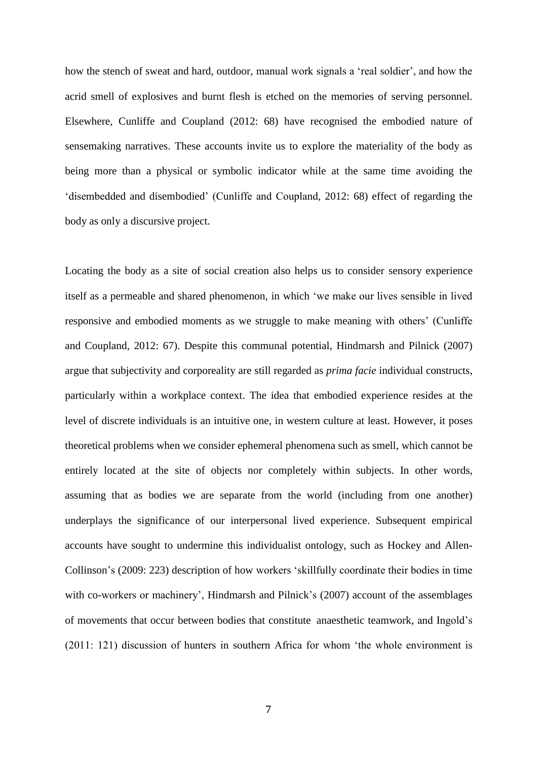how the stench of sweat and hard, outdoor, manual work signals a 'real soldier', and how the acrid smell of explosives and burnt flesh is etched on the memories of serving personnel. Elsewhere, Cunliffe and Coupland (2012: 68) have recognised the embodied nature of sensemaking narratives. These accounts invite us to explore the materiality of the body as being more than a physical or symbolic indicator while at the same time avoiding the 'disembedded and disembodied' (Cunliffe and Coupland, 2012: 68) effect of regarding the body as only a discursive project.

Locating the body as a site of social creation also helps us to consider sensory experience itself as a permeable and shared phenomenon, in which 'we make our lives sensible in lived responsive and embodied moments as we struggle to make meaning with others' (Cunliffe and Coupland, 2012: 67). Despite this communal potential, Hindmarsh and Pilnick (2007) argue that subjectivity and corporeality are still regarded as *prima facie* individual constructs, particularly within a workplace context. The idea that embodied experience resides at the level of discrete individuals is an intuitive one, in western culture at least. However, it poses theoretical problems when we consider ephemeral phenomena such as smell, which cannot be entirely located at the site of objects nor completely within subjects. In other words, assuming that as bodies we are separate from the world (including from one another) underplays the significance of our interpersonal lived experience. Subsequent empirical accounts have sought to undermine this individualist ontology, such as Hockey and Allen-Collinson's (2009: 223) description of how workers 'skillfully coordinate their bodies in time with co-workers or machinery', Hindmarsh and Pilnick's (2007) account of the assemblages of movements that occur between bodies that constitute anaesthetic teamwork, and Ingold's (2011: 121) discussion of hunters in southern Africa for whom 'the whole environment is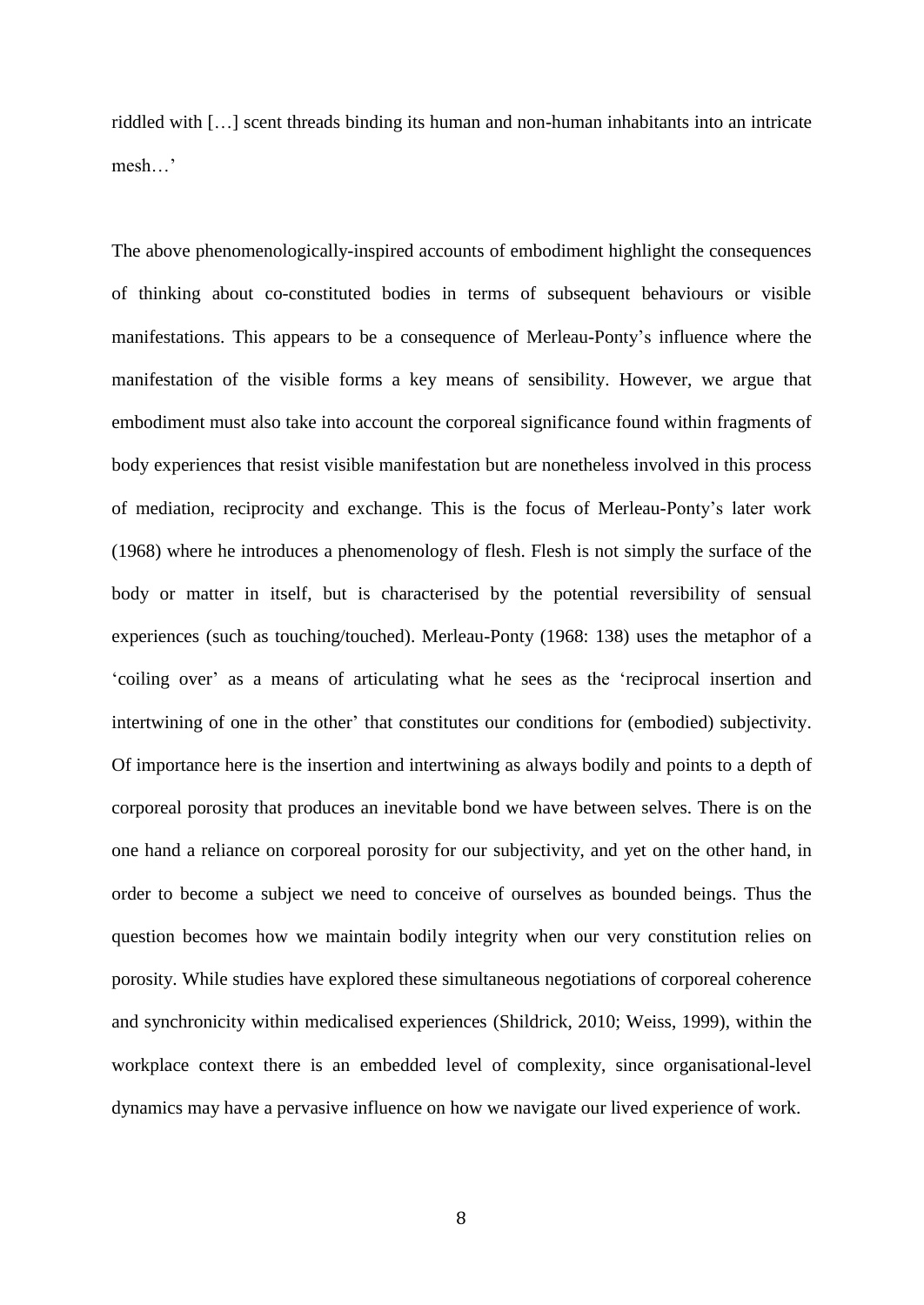riddled with […] scent threads binding its human and non-human inhabitants into an intricate mesh…'

The above phenomenologically-inspired accounts of embodiment highlight the consequences of thinking about co-constituted bodies in terms of subsequent behaviours or visible manifestations. This appears to be a consequence of Merleau-Ponty's influence where the manifestation of the visible forms a key means of sensibility. However, we argue that embodiment must also take into account the corporeal significance found within fragments of body experiences that resist visible manifestation but are nonetheless involved in this process of mediation, reciprocity and exchange. This is the focus of Merleau-Ponty's later work (1968) where he introduces a phenomenology of flesh. Flesh is not simply the surface of the body or matter in itself, but is characterised by the potential reversibility of sensual experiences (such as touching/touched). Merleau-Ponty (1968: 138) uses the metaphor of a 'coiling over' as a means of articulating what he sees as the 'reciprocal insertion and intertwining of one in the other' that constitutes our conditions for (embodied) subjectivity. Of importance here is the insertion and intertwining as always bodily and points to a depth of corporeal porosity that produces an inevitable bond we have between selves. There is on the one hand a reliance on corporeal porosity for our subjectivity, and yet on the other hand, in order to become a subject we need to conceive of ourselves as bounded beings. Thus the question becomes how we maintain bodily integrity when our very constitution relies on porosity. While studies have explored these simultaneous negotiations of corporeal coherence and synchronicity within medicalised experiences (Shildrick, 2010; Weiss, 1999), within the workplace context there is an embedded level of complexity, since organisational-level dynamics may have a pervasive influence on how we navigate our lived experience of work.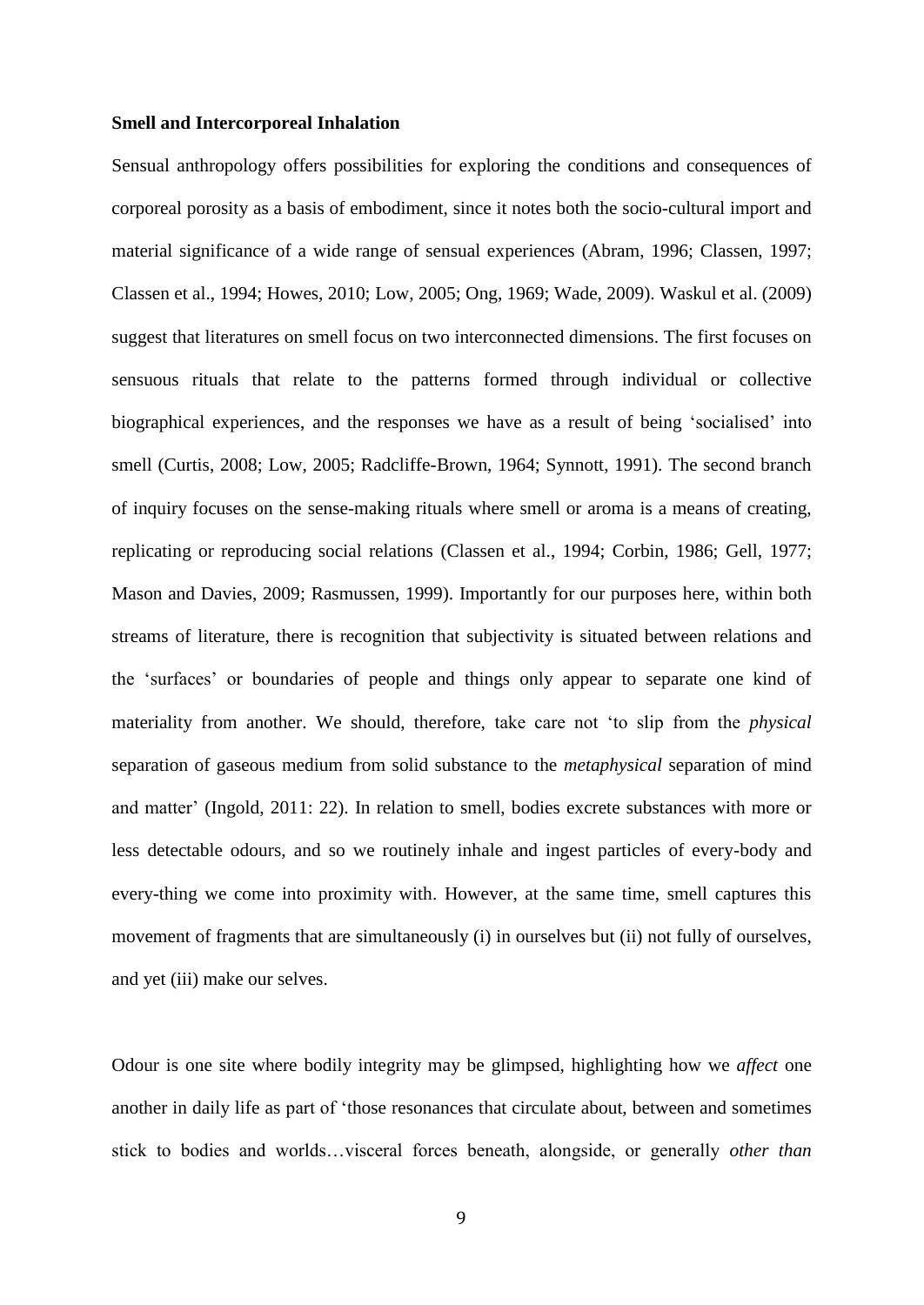**Smell and Intercorporeal Inhalation**

Sensual anthropology offers possibilities for exploring the conditions and consequences of corporeal porosity as a basis of embodiment, since it notes both the socio-cultural import and material significance of a wide range of sensual experiences (Abram, 1996; Classen, 1997; Classen et al., 1994; Howes, 2010; Low, 2005; Ong, 1969; Wade, 2009). Waskul et al. (2009) suggest that literatures on smell focus on two interconnected dimensions. The first focuses on sensuous rituals that relate to the patterns formed through individual or collective biographical experiences, and the responses we have as a result of being 'socialised' into smell (Curtis, 2008; Low, 2005; Radcliffe-Brown, 1964; Synnott, 1991). The second branch of inquiry focuses on the sense-making rituals where smell or aroma is a means of creating, replicating or reproducing social relations (Classen et al., 1994; Corbin, 1986; Gell, 1977; Mason and Davies, 2009; Rasmussen, 1999). Importantly for our purposes here, within both streams of literature, there is recognition that subjectivity is situated between relations and the 'surfaces' or boundaries of people and things only appear to separate one kind of materiality from another. We should, therefore, take care not 'to slip from the *physical* separation of gaseous medium from solid substance to the *metaphysical* separation of mind and matter' (Ingold, 2011: 22). In relation to smell, bodies excrete substances with more or less detectable odours, and so we routinely inhale and ingest particles of every-body and every-thing we come into proximity with. However, at the same time, smell captures this movement of fragments that are simultaneously (i) in ourselves but (ii) not fully of ourselves, and yet (iii) make our selves.

Odour is one site where bodily integrity may be glimpsed, highlighting how we *affect* one another in daily life as part of 'those resonances that circulate about, between and sometimes stick to bodies and worlds…visceral forces beneath, alongside, or generally *other than*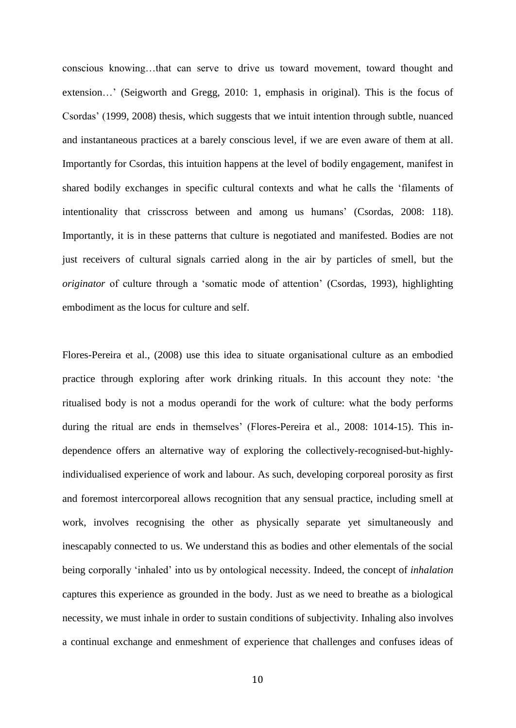conscious knowing…that can serve to drive us toward movement, toward thought and extension…' (Seigworth and Gregg, 2010: 1, emphasis in original). This is the focus of Csordas' (1999, 2008) thesis, which suggests that we intuit intention through subtle, nuanced and instantaneous practices at a barely conscious level, if we are even aware of them at all. Importantly for Csordas, this intuition happens at the level of bodily engagement, manifest in shared bodily exchanges in specific cultural contexts and what he calls the 'filaments of intentionality that crisscross between and among us humans' (Csordas, 2008: 118). Importantly, it is in these patterns that culture is negotiated and manifested. Bodies are not just receivers of cultural signals carried along in the air by particles of smell, but the *originator* of culture through a 'somatic mode of attention' (Csordas, 1993), highlighting embodiment as the locus for culture and self.

Flores-Pereira et al., (2008) use this idea to situate organisational culture as an embodied practice through exploring after work drinking rituals. In this account they note: 'the ritualised body is not a modus operandi for the work of culture: what the body performs during the ritual are ends in themselves' (Flores-Pereira et al., 2008: 1014-15). This in-dependence offers an alternative way of exploring the collectively-recognised-but-highly-individualised experience of work and labour. As such, developing corporeal porosity as first and foremost intercorporeal allows recognition that any sensual practice, including smell at work, involves recognising the other as physically separate yet simultaneously and inescapably connected to us. We understand this as bodies and other elementals of the social being corporally 'inhaled' into us by ontological necessity. Indeed, the concept of *inhalation* captures this experience as grounded in the body. Just as we need to breathe as a biological necessity, we must inhale in order to sustain conditions of subjectivity. Inhaling also involves a continual exchange and enmeshment of experience that challenges and confuses ideas of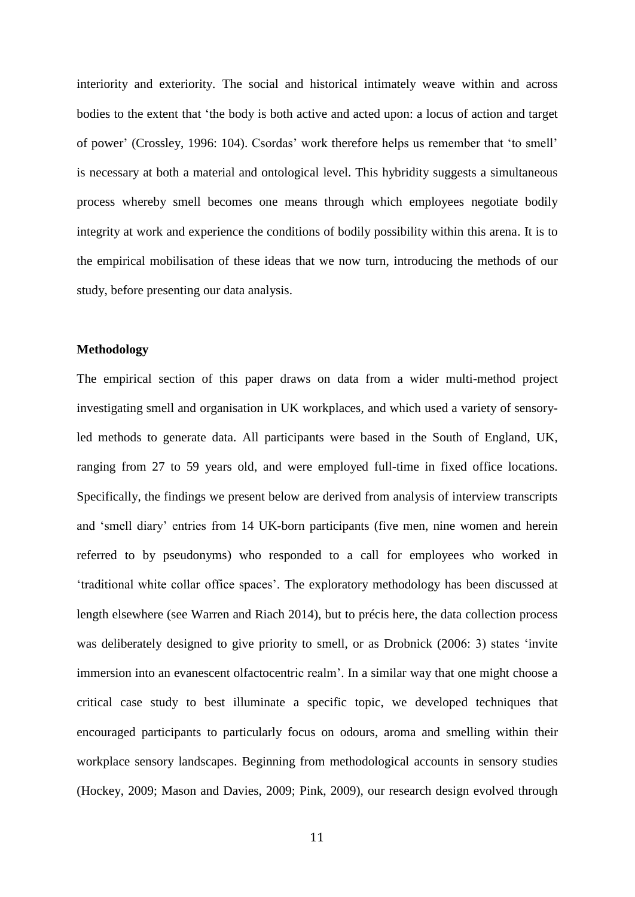interiority and exteriority. The social and historical intimately weave within and across bodies to the extent that 'the body is both active and acted upon: a locus of action and target of power' (Crossley, 1996: 104). Csordas' work therefore helps us remember that 'to smell' is necessary at both a material and ontological level. This hybridity suggests a simultaneous process whereby smell becomes one means through which employees negotiate bodily integrity at work and experience the conditions of bodily possibility within this arena. It is to the empirical mobilisation of these ideas that we now turn, introducing the methods of our study, before presenting our data analysis.

**Methodology**

The empirical section of this paper draws on data from a wider multi-method project investigating smell and organisation in UK workplaces, and which used a variety of sensory-led methods to generate data. All participants were based in the South of England, UK, ranging from 27 to 59 years old, and were employed full-time in fixed office locations. Specifically, the findings we present below are derived from analysis of interview transcripts and 'smell diary' entries from 14 UK-born participants (five men, nine women and herein referred to by pseudonyms) who responded to a call for employees who worked in 'traditional white collar office spaces'. The exploratory methodology has been discussed at length elsewhere (see Warren and Riach 2014), but to précis here, the data collection process was deliberately designed to give priority to smell, or as Drobnick (2006: 3) states 'invite immersion into an evanescent olfactocentric realm'. In a similar way that one might choose a critical case study to best illuminate a specific topic, we developed techniques that encouraged participants to particularly focus on odours, aroma and smelling within their workplace sensory landscapes. Beginning from methodological accounts in sensory studies (Hockey, 2009; Mason and Davies, 2009; Pink, 2009), our research design evolved through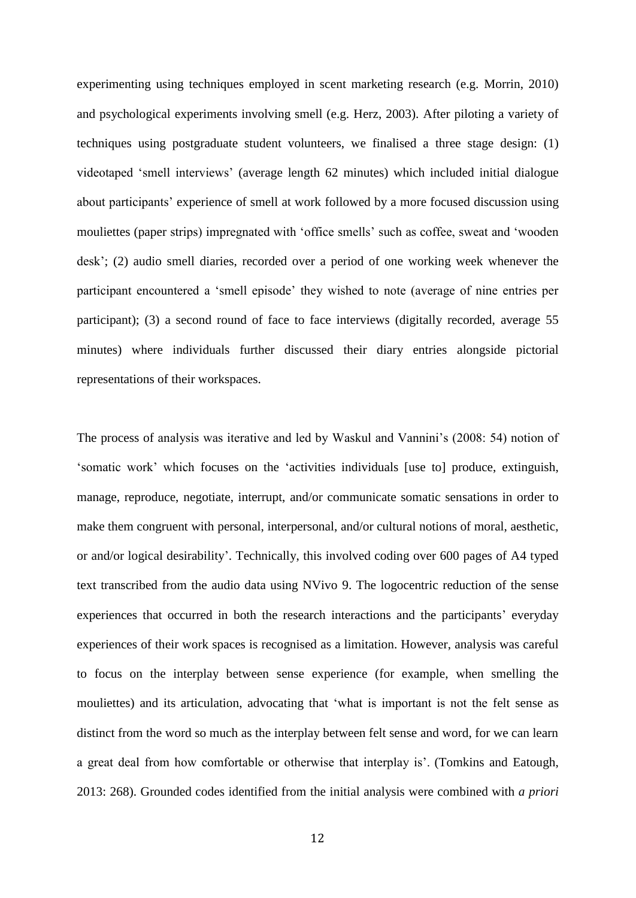experimenting using techniques employed in scent marketing research (e.g. Morrin, 2010) and psychological experiments involving smell (e.g. Herz, 2003). After piloting a variety of techniques using postgraduate student volunteers, we finalised a three stage design: (1) videotaped 'smell interviews' (average length 62 minutes) which included initial dialogue about participants' experience of smell at work followed by a more focused discussion using mouliettes (paper strips) impregnated with 'office smells' such as coffee, sweat and 'wooden desk'; (2) audio smell diaries, recorded over a period of one working week whenever the participant encountered a 'smell episode' they wished to note (average of nine entries per participant); (3) a second round of face to face interviews (digitally recorded, average 55 minutes) where individuals further discussed their diary entries alongside pictorial representations of their workspaces.

The process of analysis was iterative and led by Waskul and Vannini's (2008: 54) notion of 'somatic work' which focuses on the 'activities individuals [use to] produce, extinguish, manage, reproduce, negotiate, interrupt, and/or communicate somatic sensations in order to make them congruent with personal, interpersonal, and/or cultural notions of moral, aesthetic, or and/or logical desirability'. Technically, this involved coding over 600 pages of A4 typed text transcribed from the audio data using NVivo 9. The logocentric reduction of the sense experiences that occurred in both the research interactions and the participants' everyday experiences of their work spaces is recognised as a limitation. However, analysis was careful to focus on the interplay between sense experience (for example, when smelling the mouliettes) and its articulation, advocating that 'what is important is not the felt sense as distinct from the word so much as the interplay between felt sense and word, for we can learn a great deal from how comfortable or otherwise that interplay is'. (Tomkins and Eatough, 2013: 268). Grounded codes identified from the initial analysis were combined with *a priori*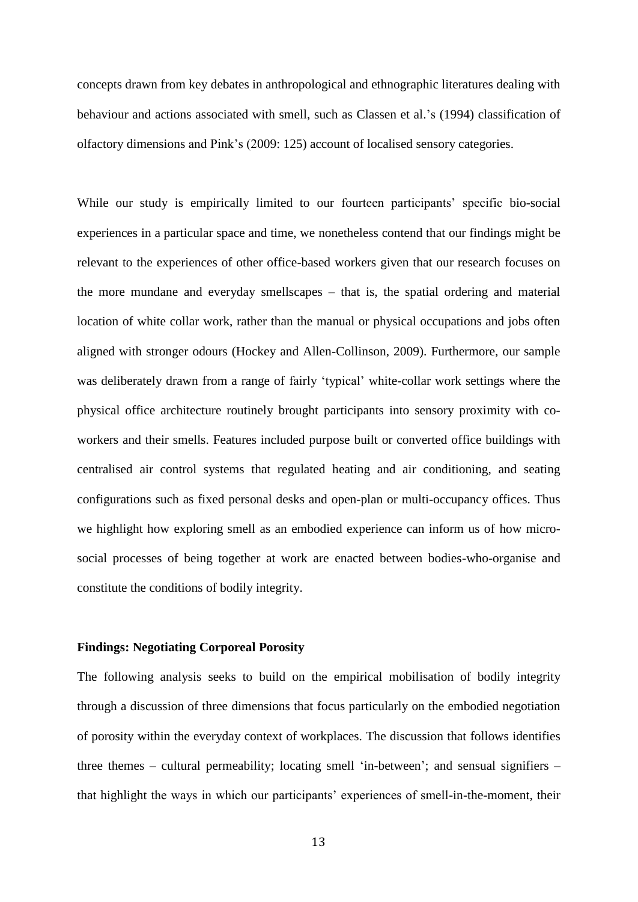concepts drawn from key debates in anthropological and ethnographic literatures dealing with behaviour and actions associated with smell, such as Classen et al.'s (1994) classification of olfactory dimensions and Pink's (2009: 125) account of localised sensory categories.

While our study is empirically limited to our fourteen participants' specific bio-social experiences in a particular space and time, we nonetheless contend that our findings might be relevant to the experiences of other office-based workers given that our research focuses on the more mundane and everyday smellscapes – that is, the spatial ordering and material location of white collar work, rather than the manual or physical occupations and jobs often aligned with stronger odours (Hockey and Allen-Collinson, 2009). Furthermore, our sample was deliberately drawn from a range of fairly 'typical' white-collar work settings where the physical office architecture routinely brought participants into sensory proximity with co-workers and their smells. Features included purpose built or converted office buildings with centralised air control systems that regulated heating and air conditioning, and seating configurations such as fixed personal desks and open-plan or multi-occupancy offices. Thus we highlight how exploring smell as an embodied experience can inform us of how micro-social processes of being together at work are enacted between bodies-who-organise and constitute the conditions of bodily integrity.

## Findings: Negotiating Corporeal Porosity

The following analysis seeks to build on the empirical mobilisation of bodily integrity through a discussion of three dimensions that focus particularly on the embodied negotiation of porosity within the everyday context of workplaces. The discussion that follows identifies three themes – cultural permeability; locating smell 'in-between'; and sensual signifiers – that highlight the ways in which our participants' experiences of smell-in-the-moment, their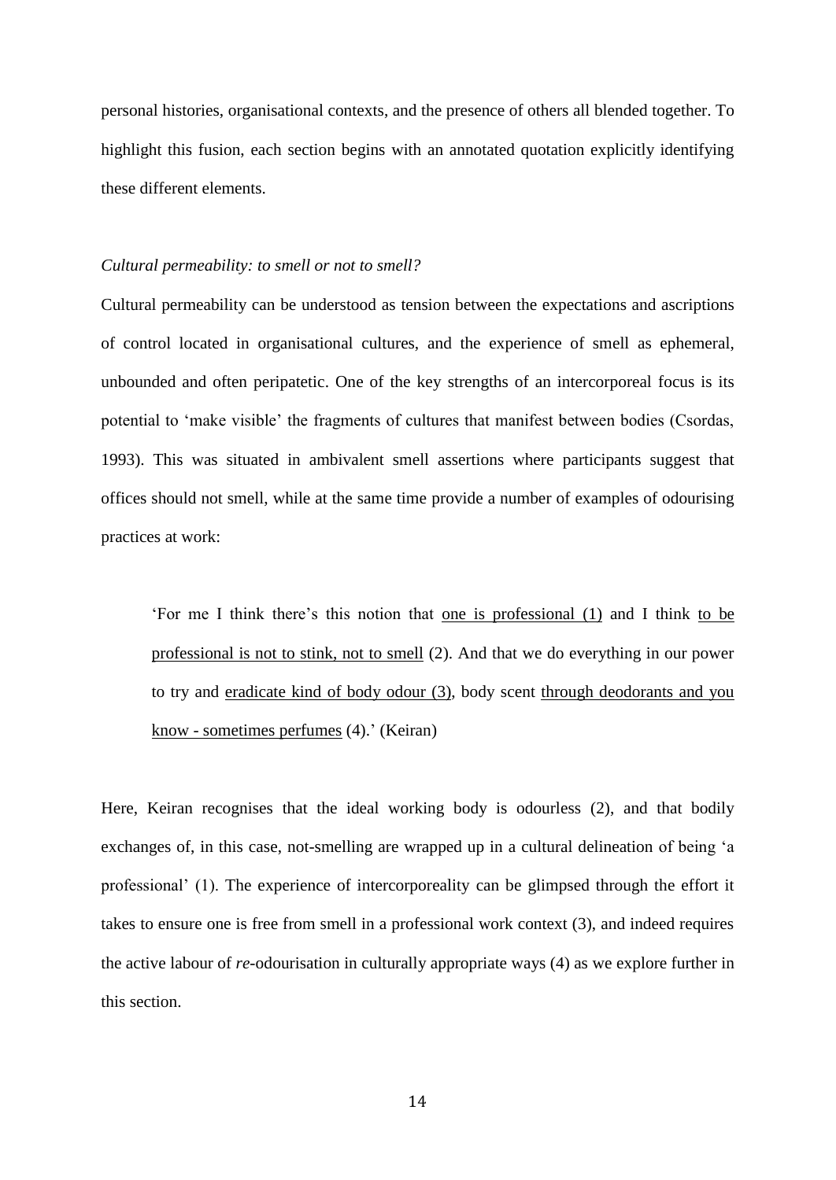personal histories, organisational contexts, and the presence of others all blended together. To highlight this fusion, each section begins with an annotated quotation explicitly identifying these different elements.

*Cultural permeability: to smell or not to smell?*

Cultural permeability can be understood as tension between the expectations and ascriptions of control located in organisational cultures, and the experience of smell as ephemeral, unbounded and often peripatetic. One of the key strengths of an intercorporeal focus is its potential to 'make visible' the fragments of cultures that manifest between bodies (Csordas, 1993). This was situated in ambivalent smell assertions where participants suggest that offices should not smell, while at the same time provide a number of examples of odourising practices at work:

> 'For me I think there's this notion that <u>one is professional (1)</u> and I think <u>to be professional is not to stink, not to smell</u> (2). And that we do everything in our power to try and <u>eradicate kind of body odour (3)</u>, body scent <u>through deodorants and you know - sometimes perfumes</u> (4).' (Keiran)

Here, Keiran recognises that the ideal working body is odourless (2), and that bodily exchanges of, in this case, not-smelling are wrapped up in a cultural delineation of being 'a professional' (1). The experience of intercorporeality can be glimpsed through the effort it takes to ensure one is free from smell in a professional work context (3), and indeed requires the active labour of *re*-odourisation in culturally appropriate ways (4) as we explore further in this section.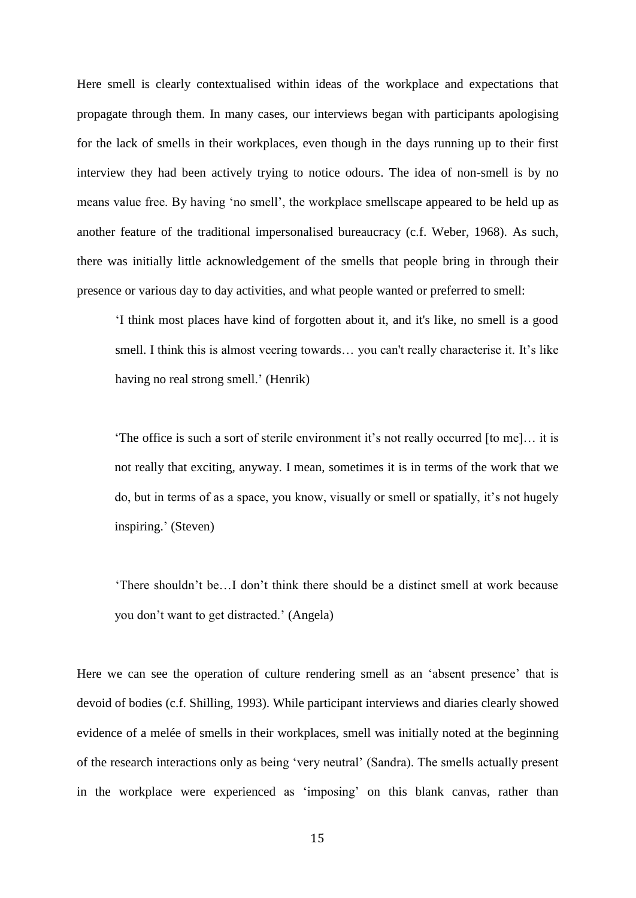Here smell is clearly contextualised within ideas of the workplace and expectations that propagate through them. In many cases, our interviews began with participants apologising for the lack of smells in their workplaces, even though in the days running up to their first interview they had been actively trying to notice odours. The idea of non-smell is by no means value free. By having 'no smell', the workplace smellscape appeared to be held up as another feature of the traditional impersonalised bureaucracy (c.f. Weber, 1968). As such, there was initially little acknowledgement of the smells that people bring in through their presence or various day to day activities, and what people wanted or preferred to smell:

> 'I think most places have kind of forgotten about it, and it's like, no smell is a good smell. I think this is almost veering towards… you can't really characterise it. It's like having no real strong smell.' (Henrik)

> 'The office is such a sort of sterile environment it's not really occurred [to me]… it is not really that exciting, anyway. I mean, sometimes it is in terms of the work that we do, but in terms of as a space, you know, visually or smell or spatially, it's not hugely inspiring.' (Steven)

> 'There shouldn't be…I don't think there should be a distinct smell at work because you don't want to get distracted.' (Angela)

Here we can see the operation of culture rendering smell as an 'absent presence' that is devoid of bodies (c.f. Shilling, 1993). While participant interviews and diaries clearly showed evidence of a melée of smells in their workplaces, smell was initially noted at the beginning of the research interactions only as being 'very neutral' (Sandra). The smells actually present in the workplace were experienced as 'imposing' on this blank canvas, rather than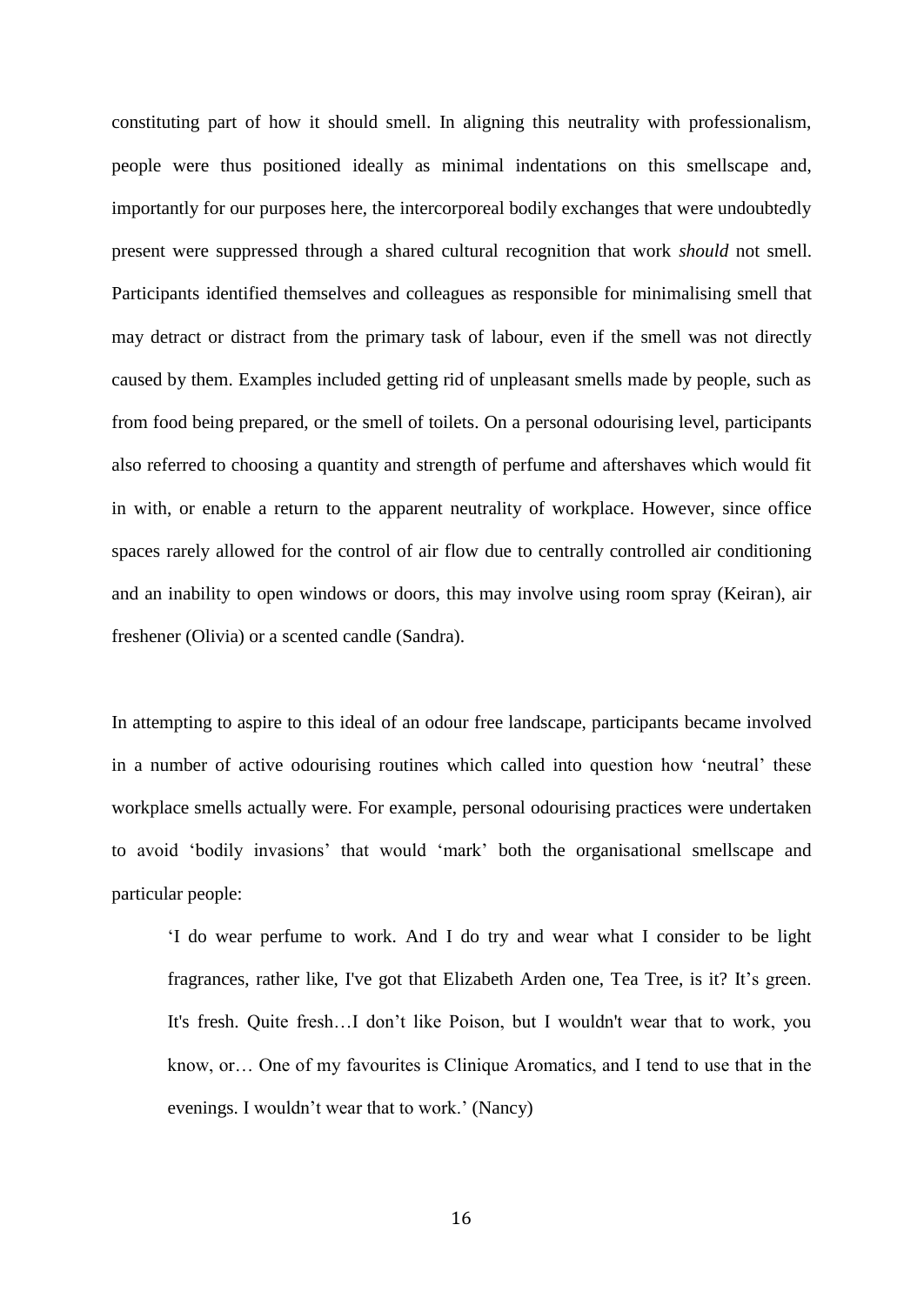constituting part of how it should smell. In aligning this neutrality with professionalism, people were thus positioned ideally as minimal indentations on this smellscape and, importantly for our purposes here, the intercorporeal bodily exchanges that were undoubtedly present were suppressed through a shared cultural recognition that work *should* not smell. Participants identified themselves and colleagues as responsible for minimalising smell that may detract or distract from the primary task of labour, even if the smell was not directly caused by them. Examples included getting rid of unpleasant smells made by people, such as from food being prepared, or the smell of toilets. On a personal odourising level, participants also referred to choosing a quantity and strength of perfume and aftershaves which would fit in with, or enable a return to the apparent neutrality of workplace. However, since office spaces rarely allowed for the control of air flow due to centrally controlled air conditioning and an inability to open windows or doors, this may involve using room spray (Keiran), air freshener (Olivia) or a scented candle (Sandra).

In attempting to aspire to this ideal of an odour free landscape, participants became involved in a number of active odourising routines which called into question how 'neutral' these workplace smells actually were. For example, personal odourising practices were undertaken to avoid 'bodily invasions' that would 'mark' both the organisational smellscape and particular people:

> 'I do wear perfume to work. And I do try and wear what I consider to be light fragrances, rather like, I've got that Elizabeth Arden one, Tea Tree, is it? It's green. It's fresh. Quite fresh…I don't like Poison, but I wouldn't wear that to work, you know, or… One of my favourites is Clinique Aromatics, and I tend to use that in the evenings. I wouldn't wear that to work.' (Nancy)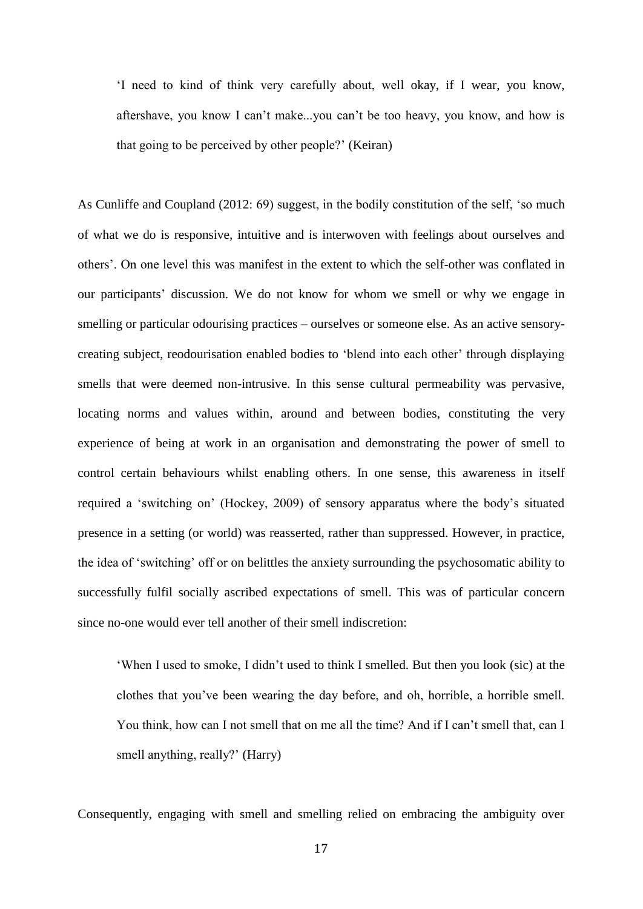> 'I need to kind of think very carefully about, well okay, if I wear, you know, aftershave, you know I can't make...you can't be too heavy, you know, and how is that going to be perceived by other people?' (Keiran)

As Cunliffe and Coupland (2012: 69) suggest, in the bodily constitution of the self, 'so much of what we do is responsive, intuitive and is interwoven with feelings about ourselves and others'. On one level this was manifest in the extent to which the self-other was conflated in our participants' discussion. We do not know for whom we smell or why we engage in smelling or particular odourising practices – ourselves or someone else. As an active sensory-creating subject, reodourisation enabled bodies to 'blend into each other' through displaying smells that were deemed non-intrusive. In this sense cultural permeability was pervasive, locating norms and values within, around and between bodies, constituting the very experience of being at work in an organisation and demonstrating the power of smell to control certain behaviours whilst enabling others. In one sense, this awareness in itself required a 'switching on' (Hockey, 2009) of sensory apparatus where the body's situated presence in a setting (or world) was reasserted, rather than suppressed. However, in practice, the idea of 'switching' off or on belittles the anxiety surrounding the psychosomatic ability to successfully fulfil socially ascribed expectations of smell. This was of particular concern since no-one would ever tell another of their smell indiscretion:

> 'When I used to smoke, I didn't used to think I smelled. But then you look (sic) at the clothes that you've been wearing the day before, and oh, horrible, a horrible smell. You think, how can I not smell that on me all the time? And if I can't smell that, can I smell anything, really?' (Harry)

Consequently, engaging with smell and smelling relied on embracing the ambiguity over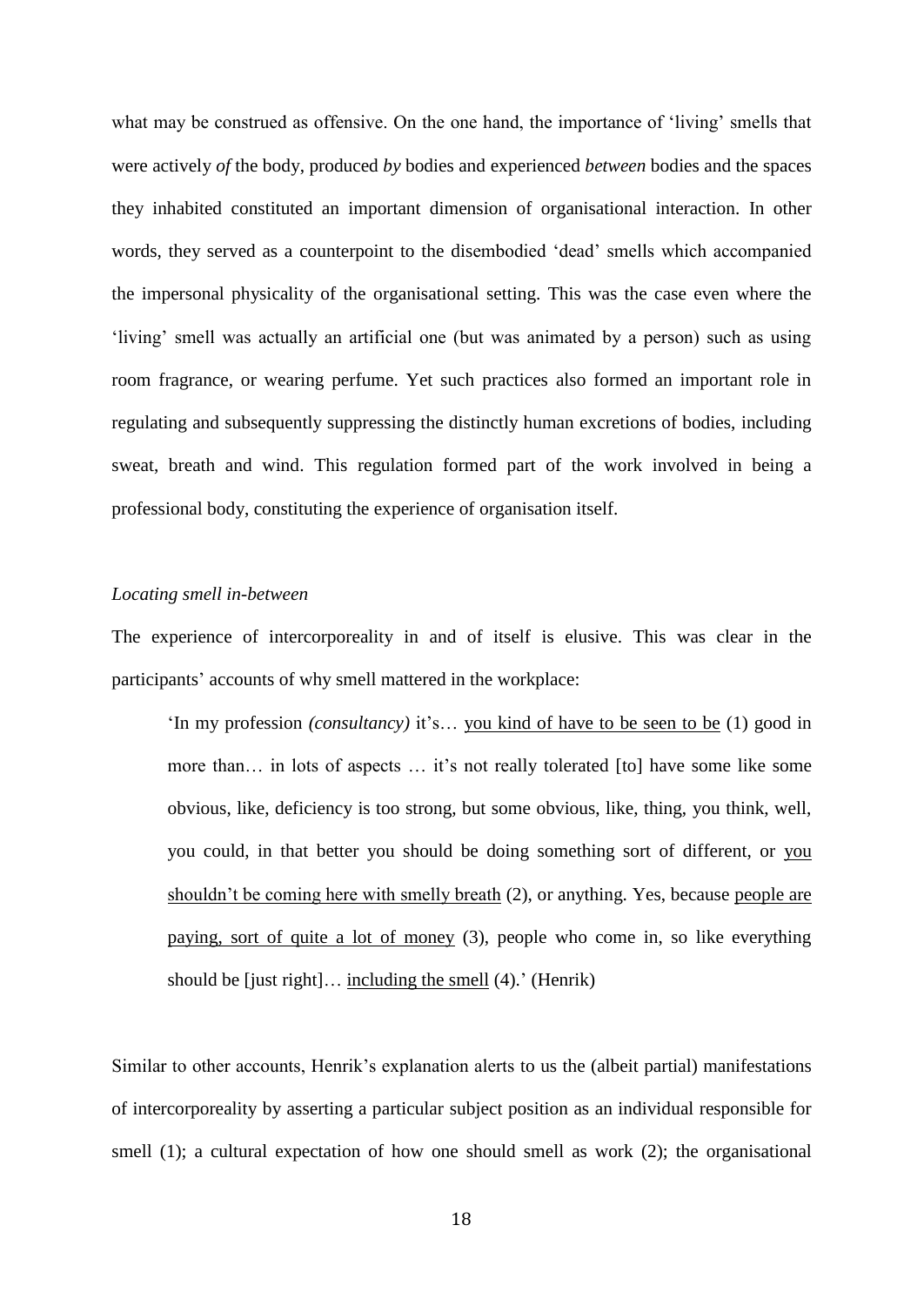what may be construed as offensive. On the one hand, the importance of 'living' smells that were actively *of* the body, produced *by* bodies and experienced *between* bodies and the spaces they inhabited constituted an important dimension of organisational interaction. In other words, they served as a counterpoint to the disembodied 'dead' smells which accompanied the impersonal physicality of the organisational setting. This was the case even where the 'living' smell was actually an artificial one (but was animated by a person) such as using room fragrance, or wearing perfume. Yet such practices also formed an important role in regulating and subsequently suppressing the distinctly human excretions of bodies, including sweat, breath and wind. This regulation formed part of the work involved in being a professional body, constituting the experience of organisation itself.

*Locating smell in-between*

The experience of intercorporeality in and of itself is elusive. This was clear in the participants' accounts of why smell mattered in the workplace:

> 'In my profession *(consultancy)* it's… <u>you kind of have to be seen to be</u> (1) good in more than… in lots of aspects … it's not really tolerated [to] have some like some obvious, like, deficiency is too strong, but some obvious, like, thing, you think, well, you could, in that better you should be doing something sort of different, or <u>you shouldn't be coming here with smelly breath</u> (2), or anything. Yes, because <u>people are paying, sort of quite a lot of money</u> (3), people who come in, so like everything should be [just right]… <u>including the smell</u> (4).' (Henrik)

Similar to other accounts, Henrik's explanation alerts to us the (albeit partial) manifestations of intercorporeality by asserting a particular subject position as an individual responsible for smell (1); a cultural expectation of how one should smell as work (2); the organisational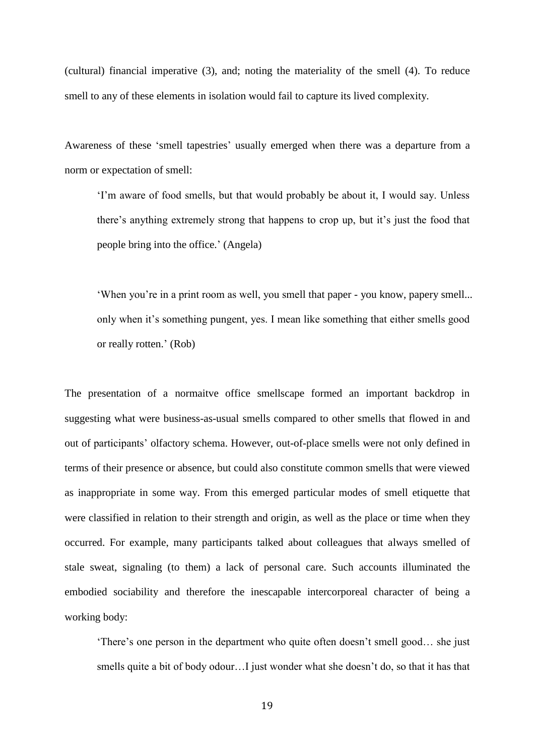(cultural) financial imperative (3), and; noting the materiality of the smell (4). To reduce smell to any of these elements in isolation would fail to capture its lived complexity.

Awareness of these 'smell tapestries' usually emerged when there was a departure from a norm or expectation of smell:

> 'I'm aware of food smells, but that would probably be about it, I would say. Unless there's anything extremely strong that happens to crop up, but it's just the food that people bring into the office.' (Angela)

> 'When you're in a print room as well, you smell that paper - you know, papery smell... only when it's something pungent, yes. I mean like something that either smells good or really rotten.' (Rob)

The presentation of a normaitve office smellscape formed an important backdrop in suggesting what were business-as-usual smells compared to other smells that flowed in and out of participants' olfactory schema. However, out-of-place smells were not only defined in terms of their presence or absence, but could also constitute common smells that were viewed as inappropriate in some way. From this emerged particular modes of smell etiquette that were classified in relation to their strength and origin, as well as the place or time when they occurred. For example, many participants talked about colleagues that always smelled of stale sweat, signaling (to them) a lack of personal care. Such accounts illuminated the embodied sociability and therefore the inescapable intercorporeal character of being a working body:

> 'There's one person in the department who quite often doesn't smell good… she just smells quite a bit of body odour…I just wonder what she doesn't do, so that it has that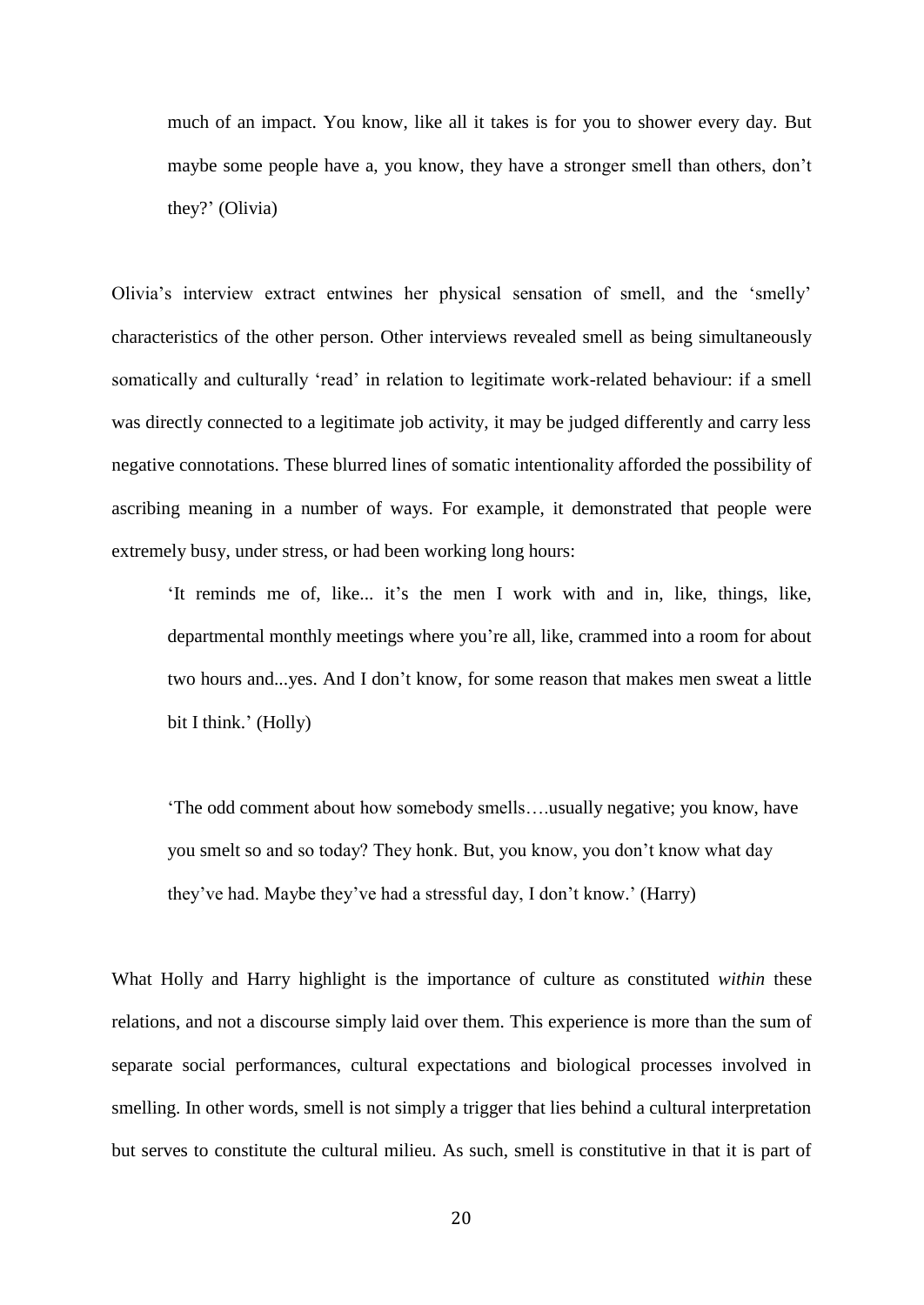much of an impact. You know, like all it takes is for you to shower every day. But maybe some people have a, you know, they have a stronger smell than others, don't they?' (Olivia)

Olivia's interview extract entwines her physical sensation of smell, and the 'smelly' characteristics of the other person. Other interviews revealed smell as being simultaneously somatically and culturally 'read' in relation to legitimate work-related behaviour: if a smell was directly connected to a legitimate job activity, it may be judged differently and carry less negative connotations. These blurred lines of somatic intentionality afforded the possibility of ascribing meaning in a number of ways. For example, it demonstrated that people were extremely busy, under stress, or had been working long hours:

> 'It reminds me of, like... it's the men I work with and in, like, things, like, departmental monthly meetings where you're all, like, crammed into a room for about two hours and...yes. And I don't know, for some reason that makes men sweat a little bit I think.' (Holly)

> 'The odd comment about how somebody smells….usually negative; you know, have you smelt so and so today? They honk. But, you know, you don't know what day they've had. Maybe they've had a stressful day, I don't know.' (Harry)

What Holly and Harry highlight is the importance of culture as constituted *within* these relations, and not a discourse simply laid over them. This experience is more than the sum of separate social performances, cultural expectations and biological processes involved in smelling. In other words, smell is not simply a trigger that lies behind a cultural interpretation but serves to constitute the cultural milieu. As such, smell is constitutive in that it is part of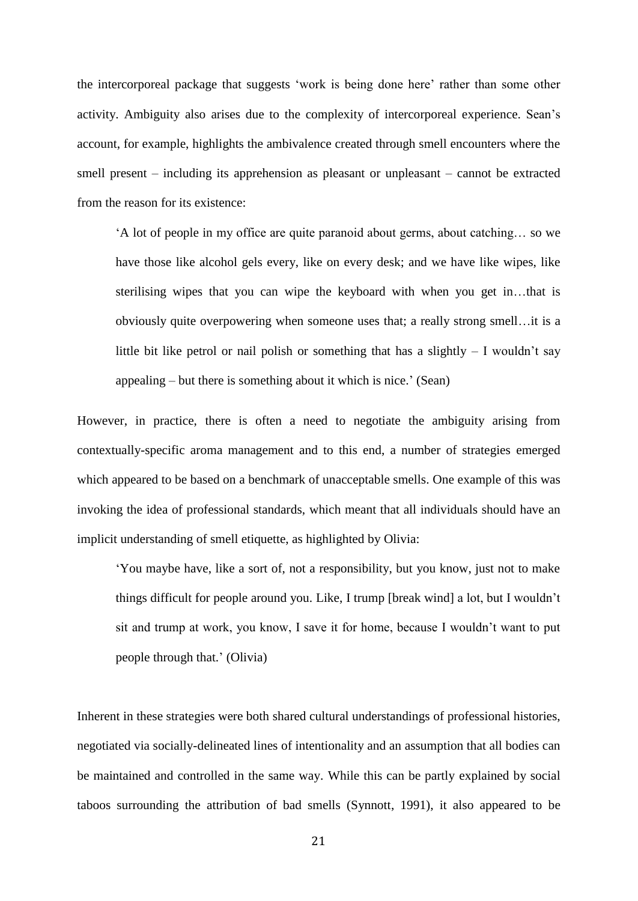the intercorporeal package that suggests 'work is being done here' rather than some other activity. Ambiguity also arises due to the complexity of intercorporeal experience. Sean's account, for example, highlights the ambivalence created through smell encounters where the smell present – including its apprehension as pleasant or unpleasant – cannot be extracted from the reason for its existence:

> 'A lot of people in my office are quite paranoid about germs, about catching… so we have those like alcohol gels every, like on every desk; and we have like wipes, like sterilising wipes that you can wipe the keyboard with when you get in…that is obviously quite overpowering when someone uses that; a really strong smell…it is a little bit like petrol or nail polish or something that has a slightly – I wouldn't say appealing – but there is something about it which is nice.' (Sean)

However, in practice, there is often a need to negotiate the ambiguity arising from contextually-specific aroma management and to this end, a number of strategies emerged which appeared to be based on a benchmark of unacceptable smells. One example of this was invoking the idea of professional standards, which meant that all individuals should have an implicit understanding of smell etiquette, as highlighted by Olivia:

> 'You maybe have, like a sort of, not a responsibility, but you know, just not to make things difficult for people around you. Like, I trump [break wind] a lot, but I wouldn't sit and trump at work, you know, I save it for home, because I wouldn't want to put people through that.' (Olivia)

Inherent in these strategies were both shared cultural understandings of professional histories, negotiated via socially-delineated lines of intentionality and an assumption that all bodies can be maintained and controlled in the same way. While this can be partly explained by social taboos surrounding the attribution of bad smells (Synnott, 1991), it also appeared to be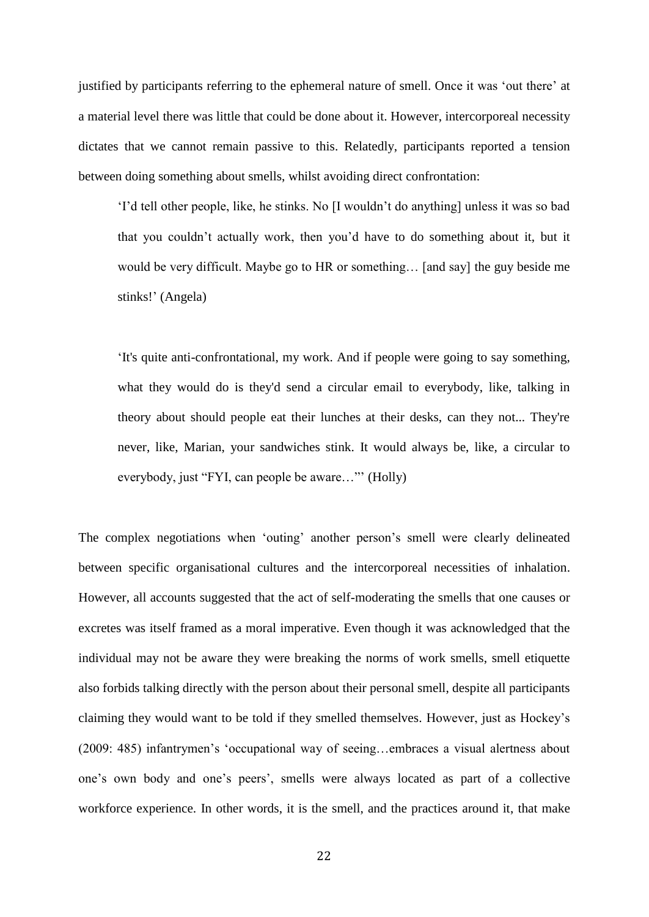justified by participants referring to the ephemeral nature of smell. Once it was 'out there' at a material level there was little that could be done about it. However, intercorporeal necessity dictates that we cannot remain passive to this. Relatedly, participants reported a tension between doing something about smells, whilst avoiding direct confrontation:

> 'I'd tell other people, like, he stinks. No [I wouldn't do anything] unless it was so bad that you couldn't actually work, then you'd have to do something about it, but it would be very difficult. Maybe go to HR or something… [and say] the guy beside me stinks!' (Angela)

> 'It's quite anti-confrontational, my work. And if people were going to say something, what they would do is they'd send a circular email to everybody, like, talking in theory about should people eat their lunches at their desks, can they not... They're never, like, Marian, your sandwiches stink. It would always be, like, a circular to everybody, just "FYI, can people be aware…"' (Holly)

The complex negotiations when 'outing' another person's smell were clearly delineated between specific organisational cultures and the intercorporeal necessities of inhalation. However, all accounts suggested that the act of self-moderating the smells that one causes or excretes was itself framed as a moral imperative. Even though it was acknowledged that the individual may not be aware they were breaking the norms of work smells, smell etiquette also forbids talking directly with the person about their personal smell, despite all participants claiming they would want to be told if they smelled themselves. However, just as Hockey's (2009: 485) infantrymen's 'occupational way of seeing…embraces a visual alertness about one's own body and one's peers', smells were always located as part of a collective workforce experience. In other words, it is the smell, and the practices around it, that make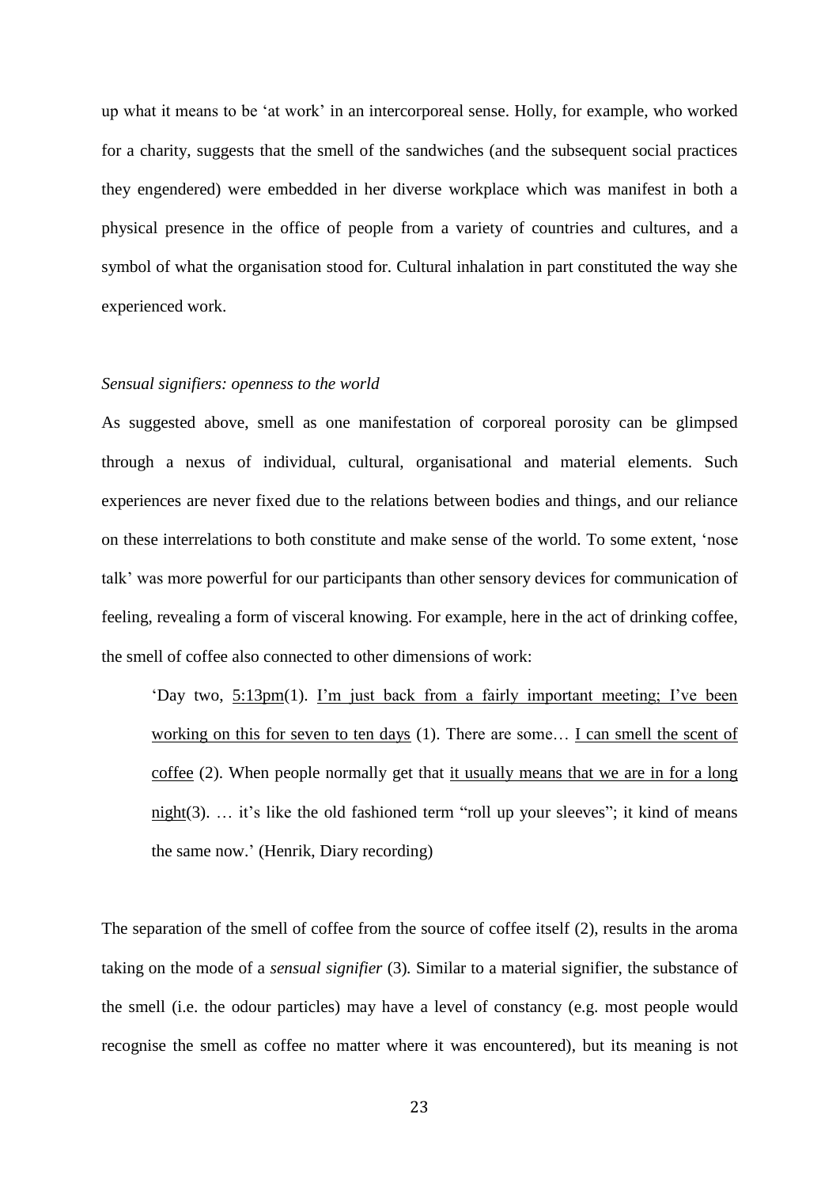up what it means to be 'at work' in an intercorporeal sense. Holly, for example, who worked for a charity, suggests that the smell of the sandwiches (and the subsequent social practices they engendered) were embedded in her diverse workplace which was manifest in both a physical presence in the office of people from a variety of countries and cultures, and a symbol of what the organisation stood for. Cultural inhalation in part constituted the way she experienced work.

*Sensual signifiers: openness to the world*

As suggested above, smell as one manifestation of corporeal porosity can be glimpsed through a nexus of individual, cultural, organisational and material elements. Such experiences are never fixed due to the relations between bodies and things, and our reliance on these interrelations to both constitute and make sense of the world. To some extent, 'nose talk' was more powerful for our participants than other sensory devices for communication of feeling, revealing a form of visceral knowing. For example, here in the act of drinking coffee, the smell of coffee also connected to other dimensions of work:

> 'Day two, <u>5:13pm</u>(1). <u>I'm just back from a fairly important meeting; I've been working on this for seven to ten days</u> (1). There are some… <u>I can smell the scent of coffee</u> (2). When people normally get that <u>it usually means that we are in for a long night</u>(3). … it's like the old fashioned term "roll up your sleeves"; it kind of means the same now.' (Henrik, Diary recording)

The separation of the smell of coffee from the source of coffee itself (2), results in the aroma taking on the mode of a *sensual signifier* (3). Similar to a material signifier, the substance of the smell (i.e. the odour particles) may have a level of constancy (e.g. most people would recognise the smell as coffee no matter where it was encountered), but its meaning is not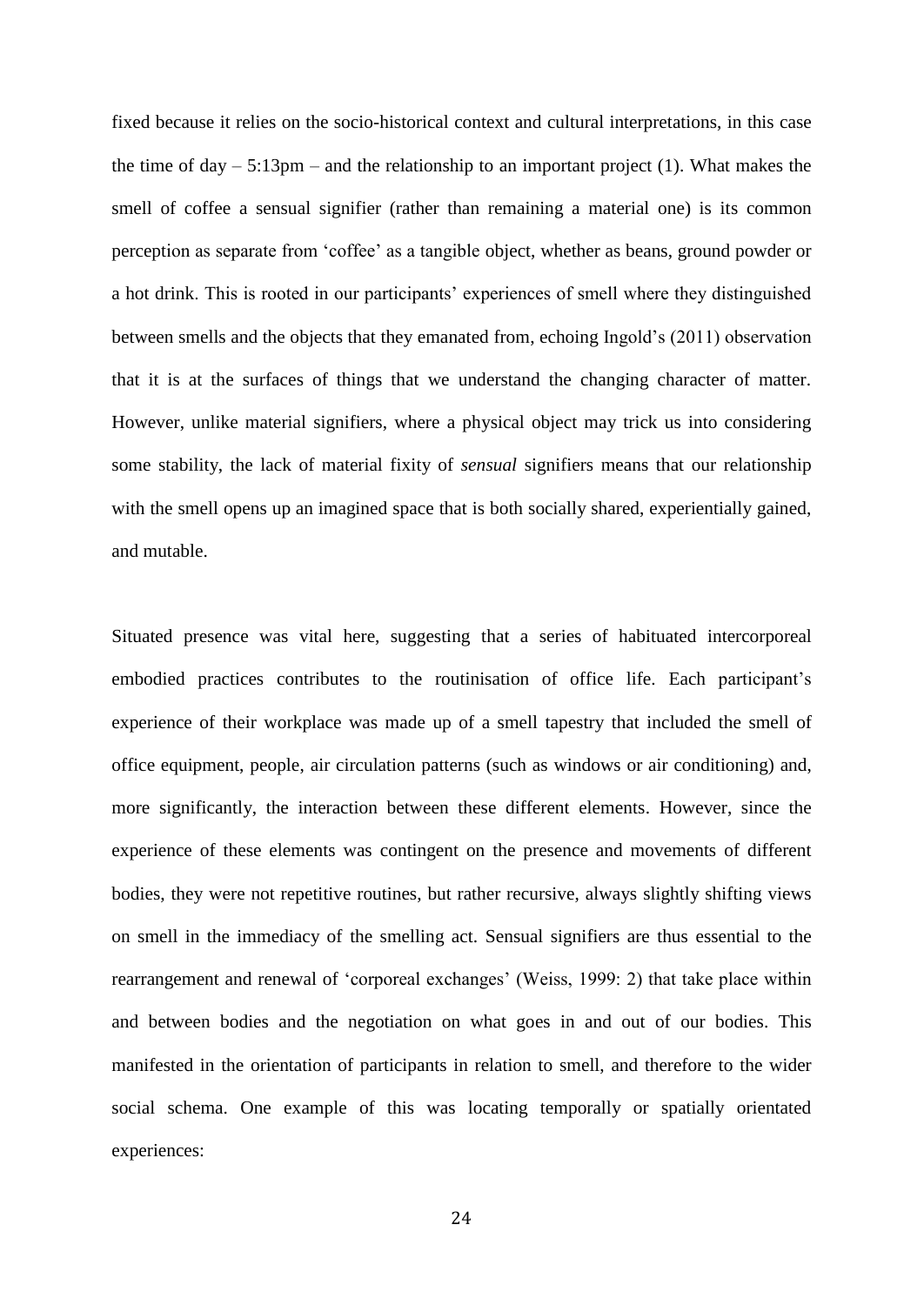fixed because it relies on the socio-historical context and cultural interpretations, in this case the time of day – 5:13pm – and the relationship to an important project (1). What makes the smell of coffee a sensual signifier (rather than remaining a material one) is its common perception as separate from 'coffee' as a tangible object, whether as beans, ground powder or a hot drink. This is rooted in our participants' experiences of smell where they distinguished between smells and the objects that they emanated from, echoing Ingold's (2011) observation that it is at the surfaces of things that we understand the changing character of matter. However, unlike material signifiers, where a physical object may trick us into considering some stability, the lack of material fixity of *sensual* signifiers means that our relationship with the smell opens up an imagined space that is both socially shared, experientially gained, and mutable.

Situated presence was vital here, suggesting that a series of habituated intercorporeal embodied practices contributes to the routinisation of office life. Each participant's experience of their workplace was made up of a smell tapestry that included the smell of office equipment, people, air circulation patterns (such as windows or air conditioning) and, more significantly, the interaction between these different elements. However, since the experience of these elements was contingent on the presence and movements of different bodies, they were not repetitive routines, but rather recursive, always slightly shifting views on smell in the immediacy of the smelling act. Sensual signifiers are thus essential to the rearrangement and renewal of 'corporeal exchanges' (Weiss, 1999: 2) that take place within and between bodies and the negotiation on what goes in and out of our bodies. This manifested in the orientation of participants in relation to smell, and therefore to the wider social schema. One example of this was locating temporally or spatially orientated experiences: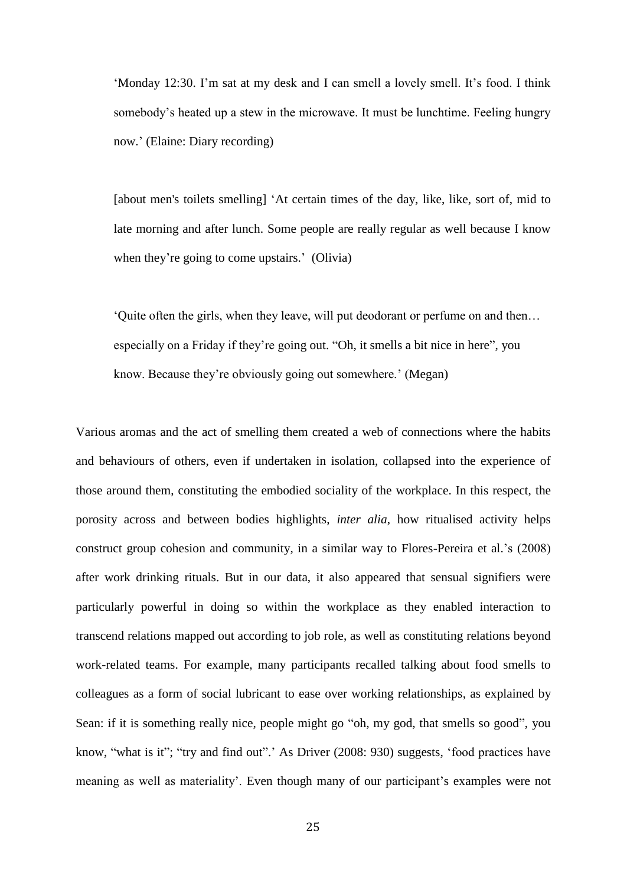> 'Monday 12:30. I'm sat at my desk and I can smell a lovely smell. It's food. I think somebody's heated up a stew in the microwave. It must be lunchtime. Feeling hungry now.' (Elaine: Diary recording)

> [about men's toilets smelling] 'At certain times of the day, like, like, sort of, mid to late morning and after lunch. Some people are really regular as well because I know when they're going to come upstairs.' (Olivia)

> 'Quite often the girls, when they leave, will put deodorant or perfume on and then… especially on a Friday if they're going out. "Oh, it smells a bit nice in here", you know. Because they're obviously going out somewhere.' (Megan)

Various aromas and the act of smelling them created a web of connections where the habits and behaviours of others, even if undertaken in isolation, collapsed into the experience of those around them, constituting the embodied sociality of the workplace. In this respect, the porosity across and between bodies highlights, *inter alia*, how ritualised activity helps construct group cohesion and community, in a similar way to Flores-Pereira et al.'s (2008) after work drinking rituals. But in our data, it also appeared that sensual signifiers were particularly powerful in doing so within the workplace as they enabled interaction to transcend relations mapped out according to job role, as well as constituting relations beyond work-related teams. For example, many participants recalled talking about food smells to colleagues as a form of social lubricant to ease over working relationships, as explained by Sean: if it is something really nice, people might go "oh, my god, that smells so good", you know, "what is it"; "try and find out".' As Driver (2008: 930) suggests, 'food practices have meaning as well as materiality'. Even though many of our participant's examples were not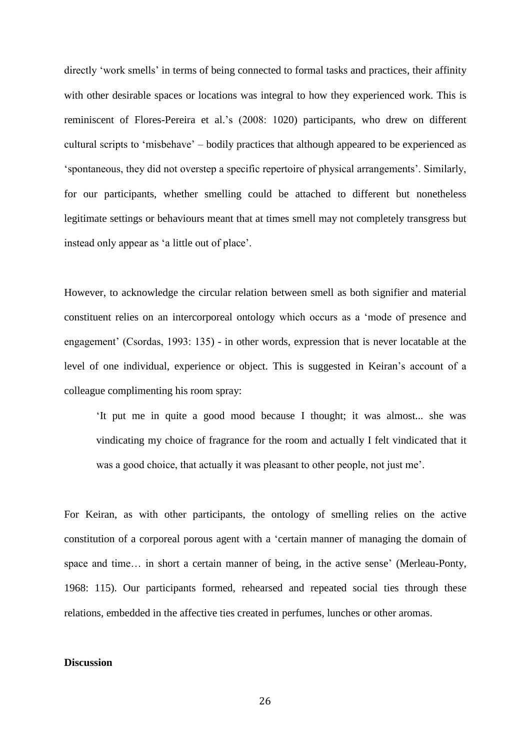directly 'work smells' in terms of being connected to formal tasks and practices, their affinity with other desirable spaces or locations was integral to how they experienced work. This is reminiscent of Flores-Pereira et al.'s (2008: 1020) participants, who drew on different cultural scripts to 'misbehave' – bodily practices that although appeared to be experienced as 'spontaneous, they did not overstep a specific repertoire of physical arrangements'. Similarly, for our participants, whether smelling could be attached to different but nonetheless legitimate settings or behaviours meant that at times smell may not completely transgress but instead only appear as 'a little out of place'.

However, to acknowledge the circular relation between smell as both signifier and material constituent relies on an intercorporeal ontology which occurs as a 'mode of presence and engagement' (Csordas, 1993: 135) - in other words, expression that is never locatable at the level of one individual, experience or object. This is suggested in Keiran's account of a colleague complimenting his room spray:

> 'It put me in quite a good mood because I thought; it was almost... she was vindicating my choice of fragrance for the room and actually I felt vindicated that it was a good choice, that actually it was pleasant to other people, not just me'.

For Keiran, as with other participants, the ontology of smelling relies on the active constitution of a corporeal porous agent with a 'certain manner of managing the domain of space and time… in short a certain manner of being, in the active sense' (Merleau-Ponty, 1968: 115). Our participants formed, rehearsed and repeated social ties through these relations, embedded in the affective ties created in perfumes, lunches or other aromas.

## Discussion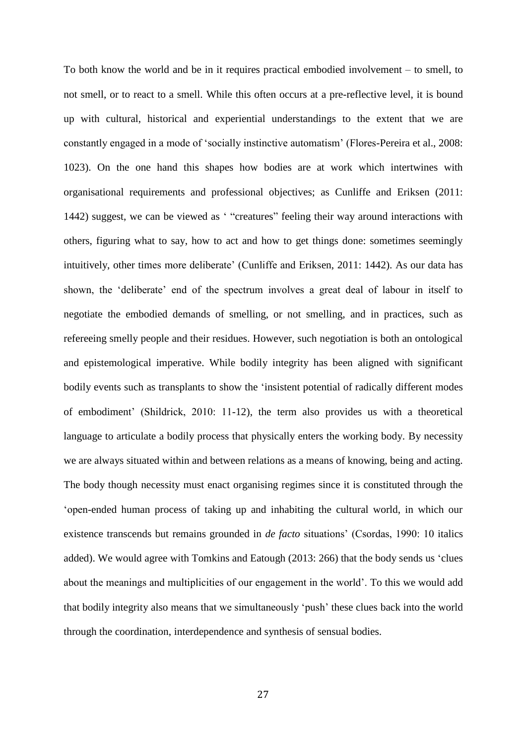To both know the world and be in it requires practical embodied involvement – to smell, to not smell, or to react to a smell. While this often occurs at a pre-reflective level, it is bound up with cultural, historical and experiential understandings to the extent that we are constantly engaged in a mode of 'socially instinctive automatism' (Flores-Pereira et al., 2008: 1023). On the one hand this shapes how bodies are at work which intertwines with organisational requirements and professional objectives; as Cunliffe and Eriksen (2011: 1442) suggest, we can be viewed as ' "creatures" feeling their way around interactions with others, figuring what to say, how to act and how to get things done: sometimes seemingly intuitively, other times more deliberate' (Cunliffe and Eriksen, 2011: 1442). As our data has shown, the 'deliberate' end of the spectrum involves a great deal of labour in itself to negotiate the embodied demands of smelling, or not smelling, and in practices, such as refereeing smelly people and their residues. However, such negotiation is both an ontological and epistemological imperative. While bodily integrity has been aligned with significant bodily events such as transplants to show the 'insistent potential of radically different modes of embodiment' (Shildrick, 2010: 11-12), the term also provides us with a theoretical language to articulate a bodily process that physically enters the working body. By necessity we are always situated within and between relations as a means of knowing, being and acting. The body though necessity must enact organising regimes since it is constituted through the 'open-ended human process of taking up and inhabiting the cultural world, in which our existence transcends but remains grounded in *de facto* situations' (Csordas, 1990: 10 italics added). We would agree with Tomkins and Eatough (2013: 266) that the body sends us 'clues about the meanings and multiplicities of our engagement in the world'. To this we would add that bodily integrity also means that we simultaneously 'push' these clues back into the world through the coordination, interdependence and synthesis of sensual bodies.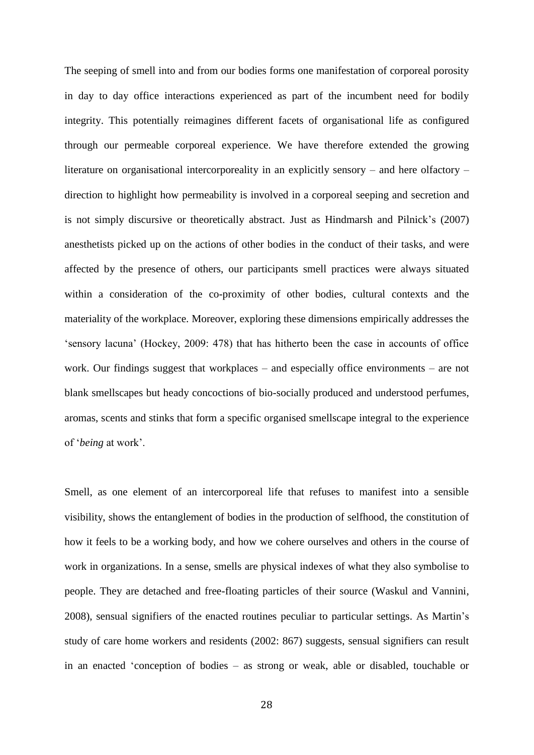The seeping of smell into and from our bodies forms one manifestation of corporeal porosity in day to day office interactions experienced as part of the incumbent need for bodily integrity. This potentially reimagines different facets of organisational life as configured through our permeable corporeal experience. We have therefore extended the growing literature on organisational intercorporeality in an explicitly sensory – and here olfactory – direction to highlight how permeability is involved in a corporeal seeping and secretion and is not simply discursive or theoretically abstract. Just as Hindmarsh and Pilnick's (2007) anesthetists picked up on the actions of other bodies in the conduct of their tasks, and were affected by the presence of others, our participants smell practices were always situated within a consideration of the co-proximity of other bodies, cultural contexts and the materiality of the workplace. Moreover, exploring these dimensions empirically addresses the 'sensory lacuna' (Hockey, 2009: 478) that has hitherto been the case in accounts of office work. Our findings suggest that workplaces – and especially office environments – are not blank smellscapes but heady concoctions of bio-socially produced and understood perfumes, aromas, scents and stinks that form a specific organised smellscape integral to the experience of '*being* at work'.

Smell, as one element of an intercorporeal life that refuses to manifest into a sensible visibility, shows the entanglement of bodies in the production of selfhood, the constitution of how it feels to be a working body, and how we cohere ourselves and others in the course of work in organizations. In a sense, smells are physical indexes of what they also symbolise to people. They are detached and free-floating particles of their source (Waskul and Vannini, 2008), sensual signifiers of the enacted routines peculiar to particular settings. As Martin's study of care home workers and residents (2002: 867) suggests, sensual signifiers can result in an enacted 'conception of bodies – as strong or weak, able or disabled, touchable or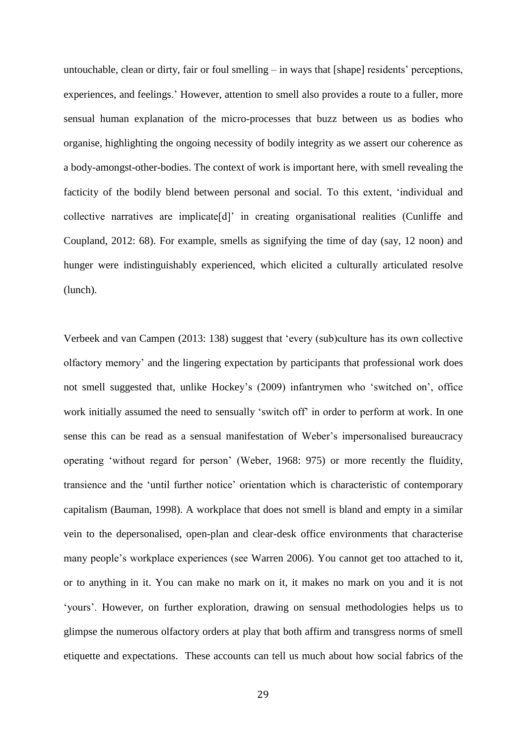untouchable, clean or dirty, fair or foul smelling – in ways that [shape] residents' perceptions, experiences, and feelings.' However, attention to smell also provides a route to a fuller, more sensual human explanation of the micro-processes that buzz between us as bodies who organise, highlighting the ongoing necessity of bodily integrity as we assert our coherence as a body-amongst-other-bodies. The context of work is important here, with smell revealing the facticity of the bodily blend between personal and social. To this extent, 'individual and collective narratives are implicate[d]' in creating organisational realities (Cunliffe and Coupland, 2012: 68). For example, smells as signifying the time of day (say, 12 noon) and hunger were indistinguishably experienced, which elicited a culturally articulated resolve (lunch).

Verbeek and van Campen (2013: 138) suggest that 'every (sub)culture has its own collective olfactory memory' and the lingering expectation by participants that professional work does not smell suggested that, unlike Hockey's (2009) infantrymen who 'switched on', office work initially assumed the need to sensually 'switch off' in order to perform at work. In one sense this can be read as a sensual manifestation of Weber's impersonalised bureaucracy operating 'without regard for person' (Weber, 1968: 975) or more recently the fluidity, transience and the 'until further notice' orientation which is characteristic of contemporary capitalism (Bauman, 1998). A workplace that does not smell is bland and empty in a similar vein to the depersonalised, open-plan and clear-desk office environments that characterise many people's workplace experiences (see Warren 2006). You cannot get too attached to it, or to anything in it. You can make no mark on it, it makes no mark on you and it is not 'yours'. However, on further exploration, drawing on sensual methodologies helps us to glimpse the numerous olfactory orders at play that both affirm and transgress norms of smell etiquette and expectations. These accounts can tell us much about how social fabrics of the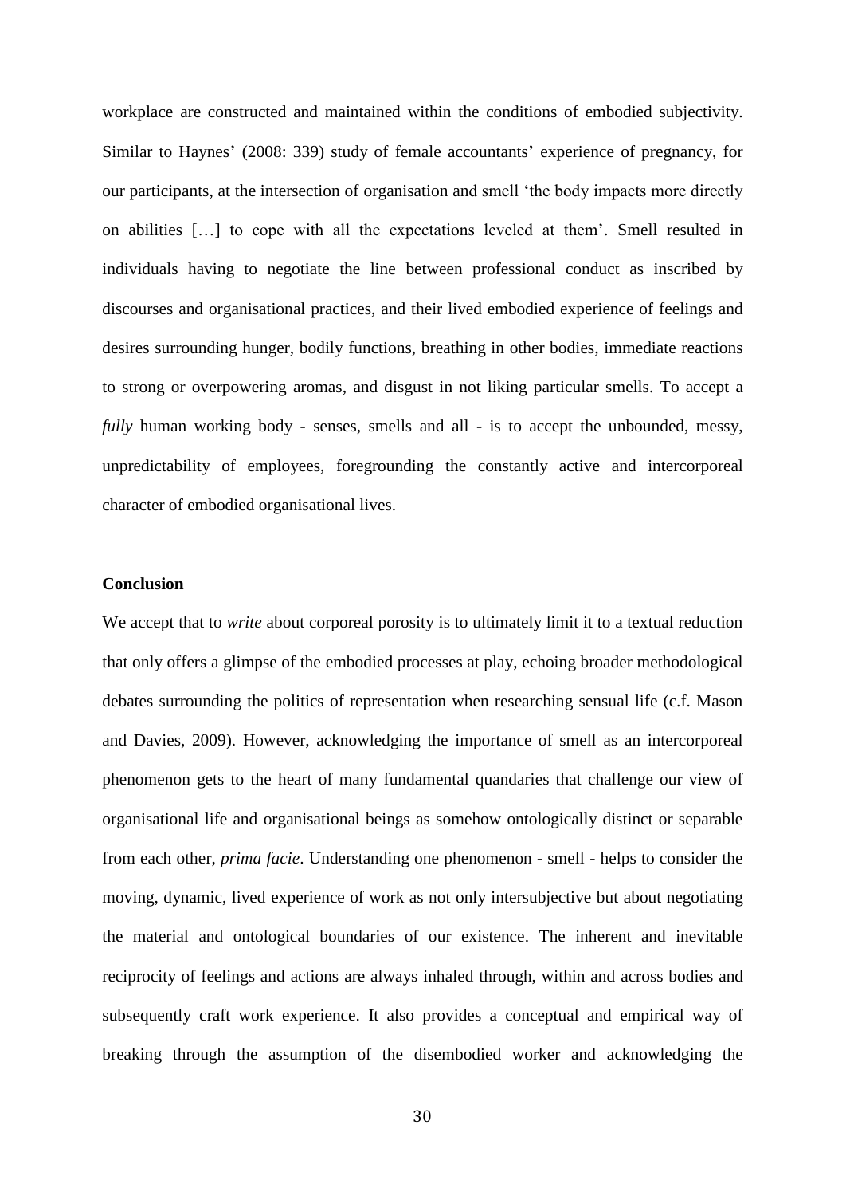workplace are constructed and maintained within the conditions of embodied subjectivity. Similar to Haynes' (2008: 339) study of female accountants' experience of pregnancy, for our participants, at the intersection of organisation and smell 'the body impacts more directly on abilities […] to cope with all the expectations leveled at them'. Smell resulted in individuals having to negotiate the line between professional conduct as inscribed by discourses and organisational practices, and their lived embodied experience of feelings and desires surrounding hunger, bodily functions, breathing in other bodies, immediate reactions to strong or overpowering aromas, and disgust in not liking particular smells. To accept a *fully* human working body - senses, smells and all - is to accept the unbounded, messy, unpredictability of employees, foregrounding the constantly active and intercorporeal character of embodied organisational lives.

## Conclusion

We accept that to *write* about corporeal porosity is to ultimately limit it to a textual reduction that only offers a glimpse of the embodied processes at play, echoing broader methodological debates surrounding the politics of representation when researching sensual life (c.f. Mason and Davies, 2009). However, acknowledging the importance of smell as an intercorporeal phenomenon gets to the heart of many fundamental quandaries that challenge our view of organisational life and organisational beings as somehow ontologically distinct or separable from each other, *prima facie*. Understanding one phenomenon - smell - helps to consider the moving, dynamic, lived experience of work as not only intersubjective but about negotiating the material and ontological boundaries of our existence. The inherent and inevitable reciprocity of feelings and actions are always inhaled through, within and across bodies and subsequently craft work experience. It also provides a conceptual and empirical way of breaking through the assumption of the disembodied worker and acknowledging the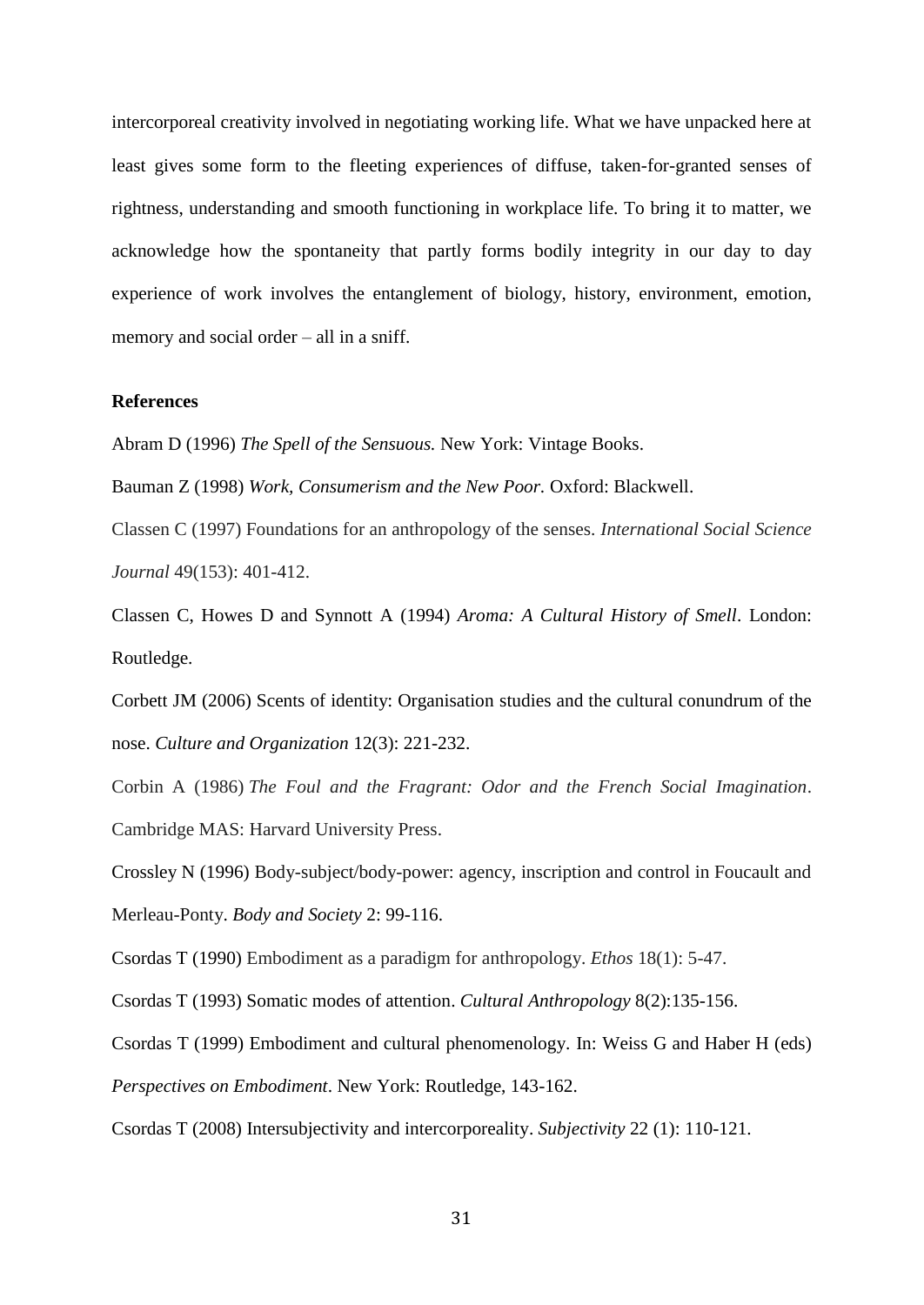intercorporeal creativity involved in negotiating working life. What we have unpacked here at least gives some form to the fleeting experiences of diffuse, taken-for-granted senses of rightness, understanding and smooth functioning in workplace life. To bring it to matter, we acknowledge how the spontaneity that partly forms bodily integrity in our day to day experience of work involves the entanglement of biology, history, environment, emotion, memory and social order – all in a sniff.

**References**

Abram D (1996) *The Spell of the Sensuous.* New York: Vintage Books.

Bauman Z (1998) *Work, Consumerism and the New Poor.* Oxford: Blackwell.

Classen C (1997) Foundations for an anthropology of the senses. *International Social Science Journal* 49(153): 401-412.

Classen C, Howes D and Synnott A (1994) *Aroma: A Cultural History of Smell*. London: Routledge.

Corbett JM (2006) Scents of identity: Organisation studies and the cultural conundrum of the nose. *Culture and Organization* 12(3): 221-232.

Corbin A (1986) *The Foul and the Fragrant: Odor and the French Social Imagination*. Cambridge MAS: Harvard University Press.

Crossley N (1996) Body-subject/body-power: agency, inscription and control in Foucault and Merleau-Ponty. *Body and Society* 2: 99-116.

Csordas T (1990) Embodiment as a paradigm for anthropology. *Ethos* 18(1): 5-47.

Csordas T (1993) Somatic modes of attention. *Cultural Anthropology* 8(2):135-156.

Csordas T (1999) Embodiment and cultural phenomenology. In: Weiss G and Haber H (eds) *Perspectives on Embodiment*. New York: Routledge, 143-162.

Csordas T (2008) Intersubjectivity and intercorporeality. *Subjectivity* 22 (1): 110-121.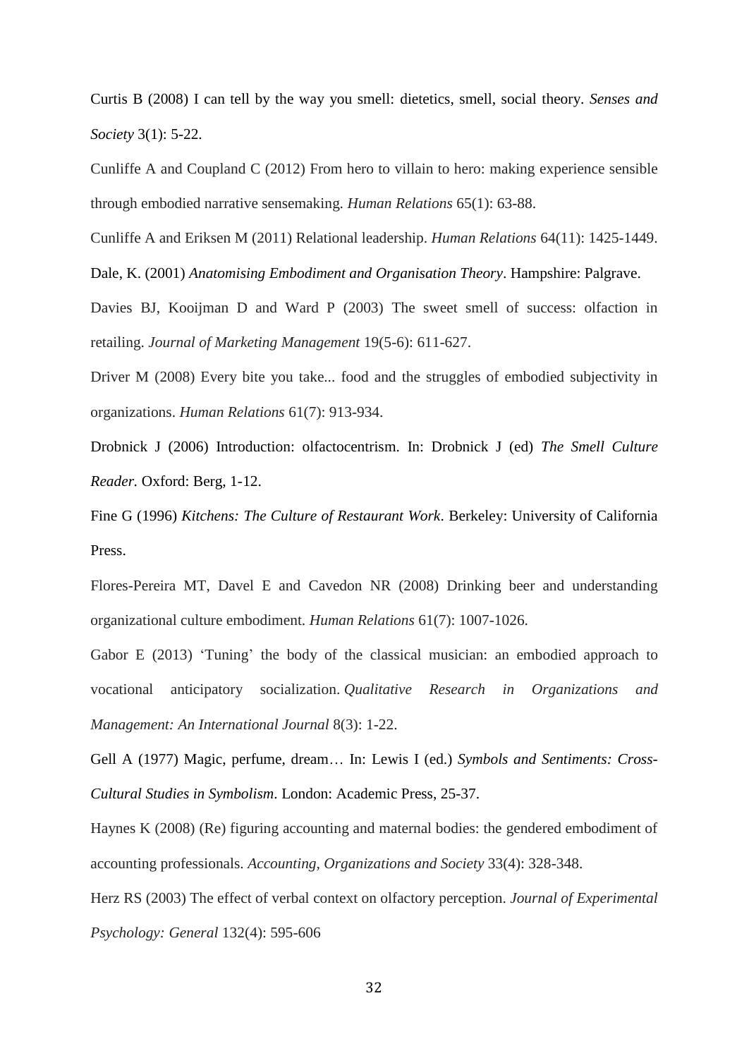Curtis B (2008) I can tell by the way you smell: dietetics, smell, social theory. *Senses and Society* 3(1): 5-22.

Cunliffe A and Coupland C (2012) From hero to villain to hero: making experience sensible through embodied narrative sensemaking. *Human Relations* 65(1): 63-88.

Cunliffe A and Eriksen M (2011) Relational leadership. *Human Relations* 64(11): 1425-1449.

Dale, K. (2001) *Anatomising Embodiment and Organisation Theory*. Hampshire: Palgrave.

Davies BJ, Kooijman D and Ward P (2003) The sweet smell of success: olfaction in retailing. *Journal of Marketing Management* 19(5-6): 611-627.

Driver M (2008) Every bite you take... food and the struggles of embodied subjectivity in organizations. *Human Relations* 61(7): 913-934.

Drobnick J (2006) Introduction: olfactocentrism. In: Drobnick J (ed) *The Smell Culture Reader.* Oxford: Berg, 1-12.

Fine G (1996) *Kitchens: The Culture of Restaurant Work*. Berkeley: University of California Press.

Flores-Pereira MT, Davel E and Cavedon NR (2008) Drinking beer and understanding organizational culture embodiment. *Human Relations* 61(7): 1007-1026.

Gabor E (2013) 'Tuning' the body of the classical musician: an embodied approach to vocational anticipatory socialization. *Qualitative Research in Organizations and Management: An International Journal* 8(3): 1-22.

Gell A (1977) Magic, perfume, dream… In: Lewis I (ed.) *Symbols and Sentiments: Cross-Cultural Studies in Symbolism*. London: Academic Press, 25-37.

Haynes K (2008) (Re) figuring accounting and maternal bodies: the gendered embodiment of accounting professionals. *Accounting, Organizations and Society* 33(4): 328-348.

Herz RS (2003) The effect of verbal context on olfactory perception. *Journal of Experimental Psychology: General* 132(4): 595-606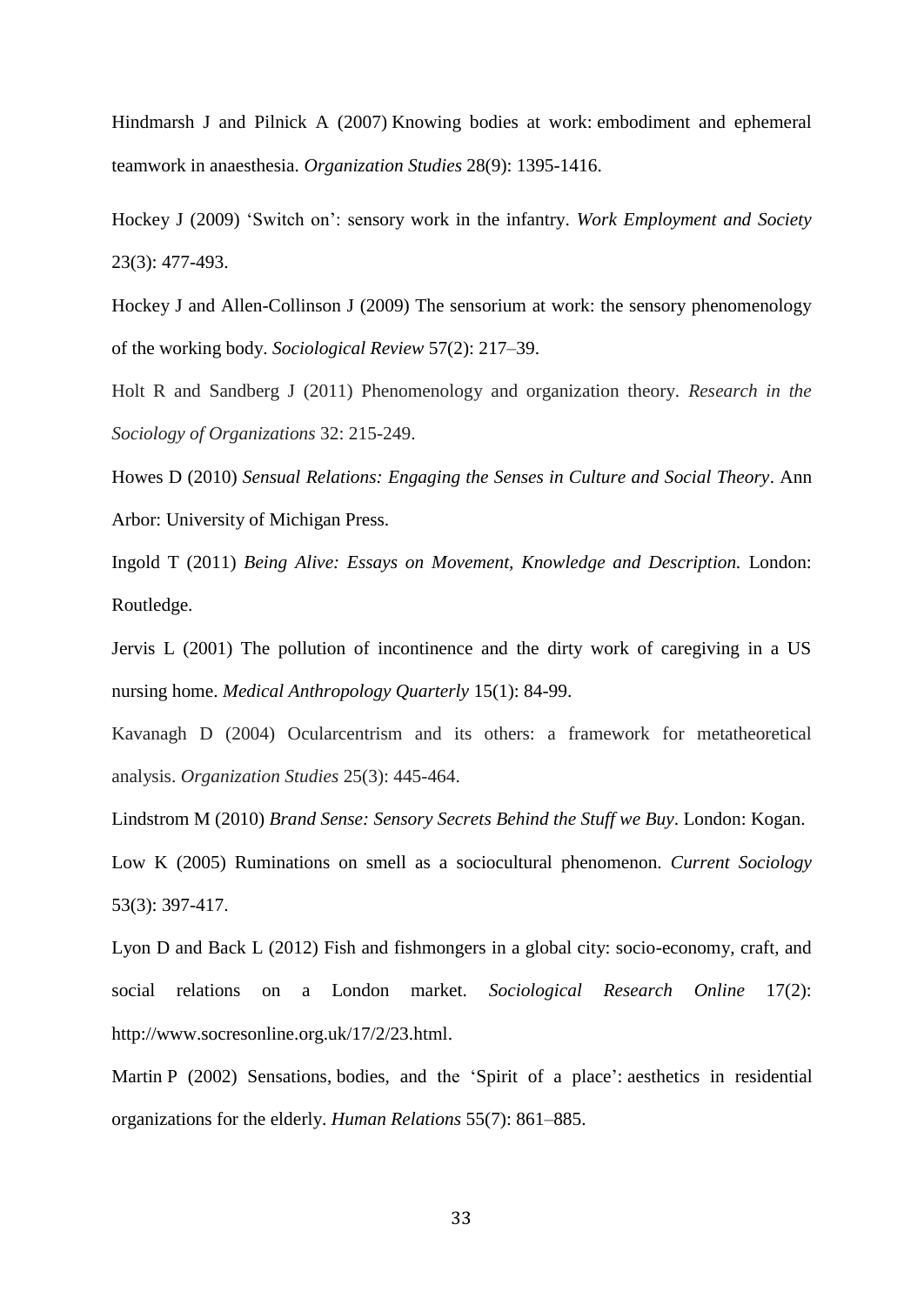Hindmarsh J and Pilnick A (2007) Knowing bodies at work: embodiment and ephemeral teamwork in anaesthesia. *Organization Studies* 28(9): 1395-1416.

Hockey J (2009) 'Switch on': sensory work in the infantry. *Work Employment and Society* 23(3): 477-493.

Hockey J and Allen-Collinson J (2009) The sensorium at work: the sensory phenomenology of the working body. *Sociological Review* 57(2): 217–39.

Holt R and Sandberg J (2011) Phenomenology and organization theory. *Research in the Sociology of Organizations* 32: 215-249.

Howes D (2010) *Sensual Relations: Engaging the Senses in Culture and Social Theory*. Ann Arbor: University of Michigan Press.

Ingold T (2011) *Being Alive: Essays on Movement, Knowledge and Description.* London: Routledge.

Jervis L (2001) The pollution of incontinence and the dirty work of caregiving in a US nursing home. *Medical Anthropology Quarterly* 15(1): 84-99.

Kavanagh D (2004) Ocularcentrism and its others: a framework for metatheoretical analysis. *Organization Studies* 25(3): 445-464.

Lindstrom M (2010) *Brand Sense: Sensory Secrets Behind the Stuff we Buy*. London: Kogan.

Low K (2005) Ruminations on smell as a sociocultural phenomenon. *Current Sociology* 53(3): 397-417.

Lyon D and Back L (2012) Fish and fishmongers in a global city: socio-economy, craft, and social relations on a London market. *Sociological Research Online* 17(2): http://www.socresonline.org.uk/17/2/23.html.

Martin P (2002) Sensations, bodies, and the 'Spirit of a place': aesthetics in residential organizations for the elderly. *Human Relations* 55(7): 861–885.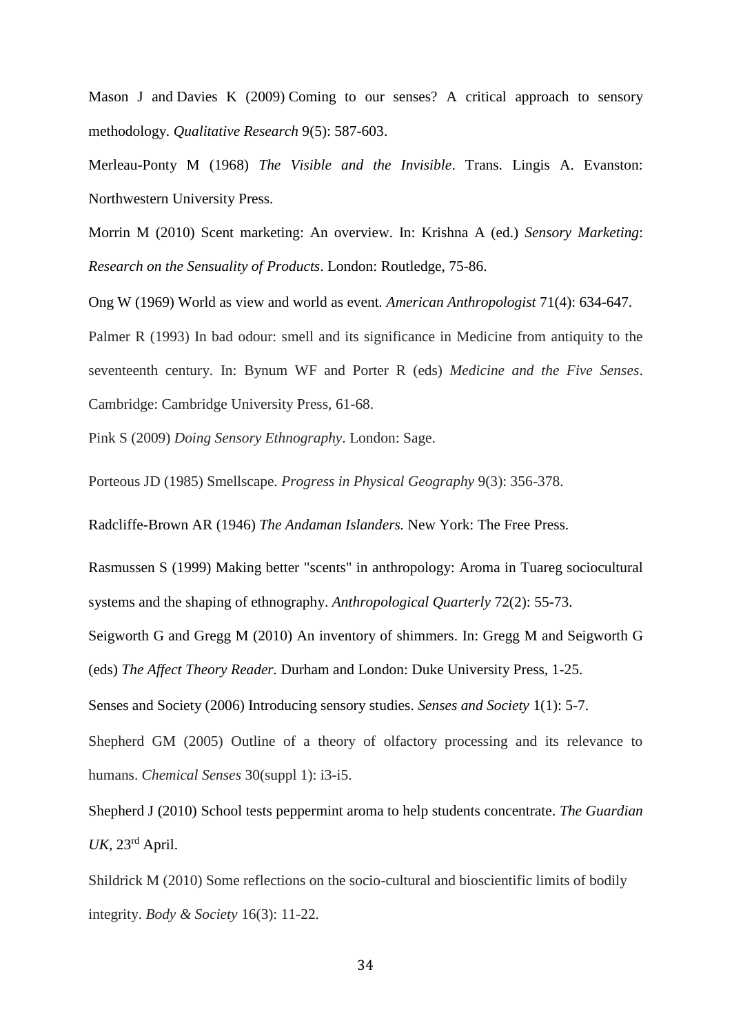Mason J and Davies K (2009) Coming to our senses? A critical approach to sensory methodology. *Qualitative Research* 9(5): 587-603.

Merleau-Ponty M (1968) *The Visible and the Invisible*. Trans. Lingis A. Evanston: Northwestern University Press.

Morrin M (2010) Scent marketing: An overview. In: Krishna A (ed.) *Sensory Marketing*: *Research on the Sensuality of Products*. London: Routledge, 75-86.

Ong W (1969) World as view and world as event. *American Anthropologist* 71(4): 634-647.

Palmer R (1993) In bad odour: smell and its significance in Medicine from antiquity to the seventeenth century. In: Bynum WF and Porter R (eds) *Medicine and the Five Senses*. Cambridge: Cambridge University Press, 61-68.

Pink S (2009) *Doing Sensory Ethnography*. London: Sage.

Porteous JD (1985) Smellscape. *Progress in Physical Geography* 9(3): 356-378.

Radcliffe-Brown AR (1946) *The Andaman Islanders.* New York: The Free Press.

Rasmussen S (1999) Making better "scents" in anthropology: Aroma in Tuareg sociocultural systems and the shaping of ethnography. *Anthropological Quarterly* 72(2): 55-73.

Seigworth G and Gregg M (2010) An inventory of shimmers. In: Gregg M and Seigworth G (eds) *The Affect Theory Reader.* Durham and London: Duke University Press, 1-25.

Senses and Society (2006) Introducing sensory studies. *Senses and Society* 1(1): 5-7.

Shepherd GM (2005) Outline of a theory of olfactory processing and its relevance to humans. *Chemical Senses* 30(suppl 1): i3-i5.

Shepherd J (2010) School tests peppermint aroma to help students concentrate. *The Guardian UK*, 23rd April.

Shildrick M (2010) Some reflections on the socio-cultural and bioscientific limits of bodily integrity. *Body & Society* 16(3): 11-22.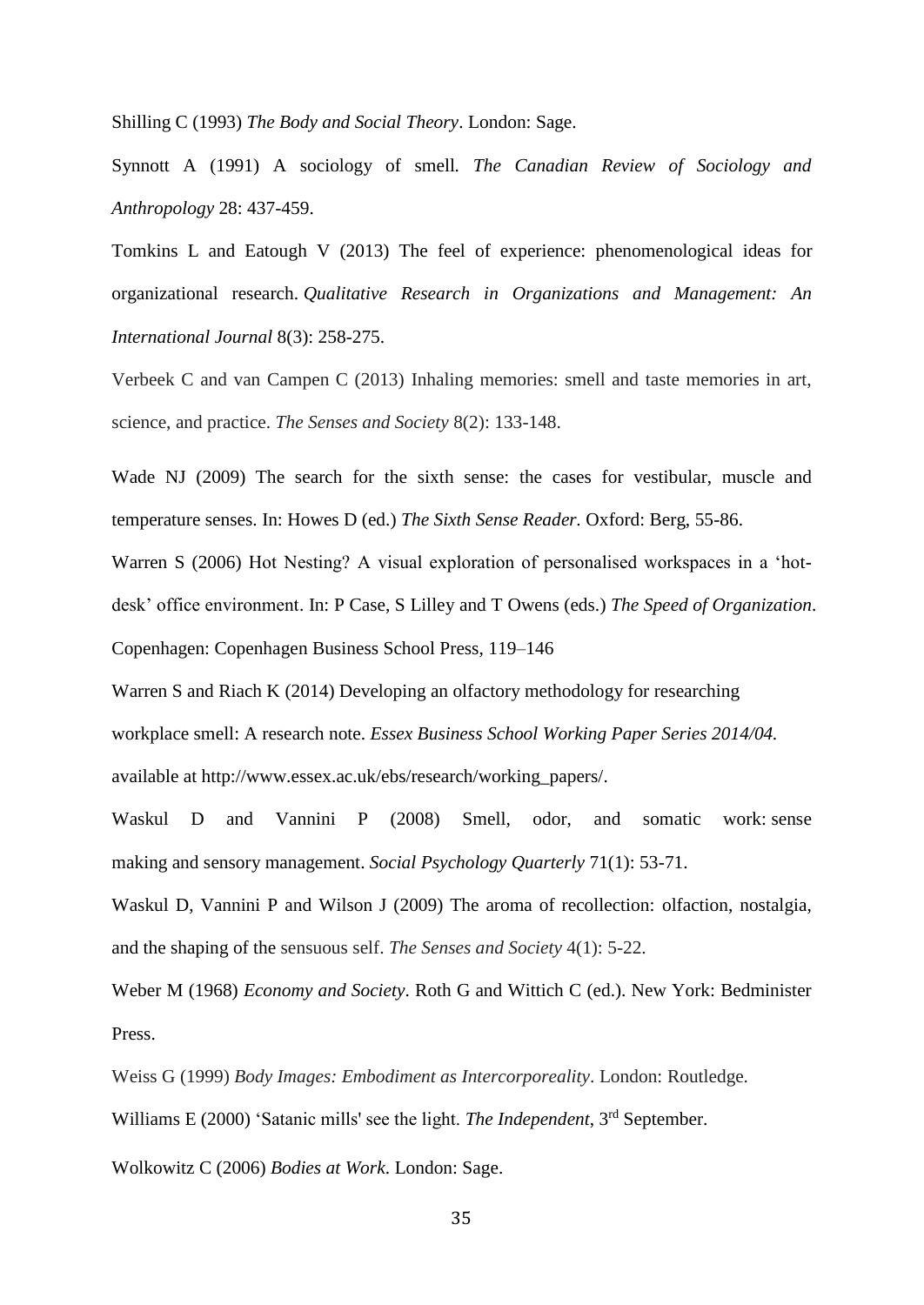Shilling C (1993) *The Body and Social Theory*. London: Sage.

Synnott A (1991) A sociology of smell. *The Canadian Review of Sociology and Anthropology* 28: 437-459.

Tomkins L and Eatough V (2013) The feel of experience: phenomenological ideas for organizational research. *Qualitative Research in Organizations and Management: An International Journal* 8(3): 258-275.

Verbeek C and van Campen C (2013) Inhaling memories: smell and taste memories in art, science, and practice. *The Senses and Society* 8(2): 133-148.

Wade NJ (2009) The search for the sixth sense: the cases for vestibular, muscle and temperature senses. In: Howes D (ed.) *The Sixth Sense Reader.* Oxford: Berg, 55-86.

Warren S (2006) Hot Nesting? A visual exploration of personalised workspaces in a 'hot-desk' office environment. In: P Case, S Lilley and T Owens (eds.) *The Speed of Organization*. Copenhagen: Copenhagen Business School Press, 119–146

Warren S and Riach K (2014) Developing an olfactory methodology for researching workplace smell: A research note. *Essex Business School Working Paper Series 2014/04.* available at http://www.essex.ac.uk/ebs/research/working_papers/.

Waskul D and Vannini P (2008) Smell, odor, and somatic work: sense making and sensory management. *Social Psychology Quarterly* 71(1): 53-71.

Waskul D, Vannini P and Wilson J (2009) The aroma of recollection: olfaction, nostalgia, and the shaping of the sensuous self. *The Senses and Society* 4(1): 5-22.

Weber M (1968) *Economy and Society*. Roth G and Wittich C (ed.). New York: Bedminister Press.

Weiss G (1999) *Body Images: Embodiment as Intercorporeality*. London: Routledge.

Williams E (2000) 'Satanic mills' see the light. *The Independent*, 3rd September.

Wolkowitz C (2006) *Bodies at Work*. London: Sage.